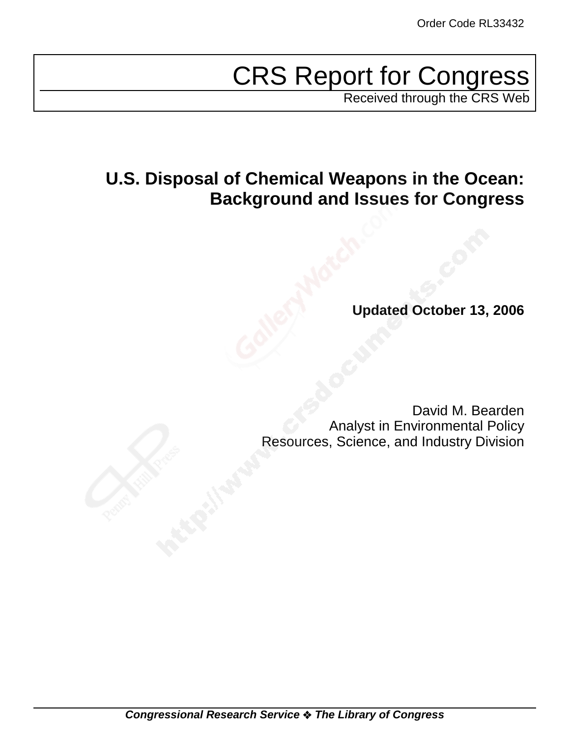Order Code RL33432

# CRS Report for Congress

Received through the CRS Web

## U.S. Disposal of Chemical Weapons in the Ocean: Background and Issues for Congress

**Updated October 13, 2006**

David M. Bearden
Analyst in Environmental Policy
Resources, Science, and Industry Division

***Congressional Research Service ❖ The Library of Congress***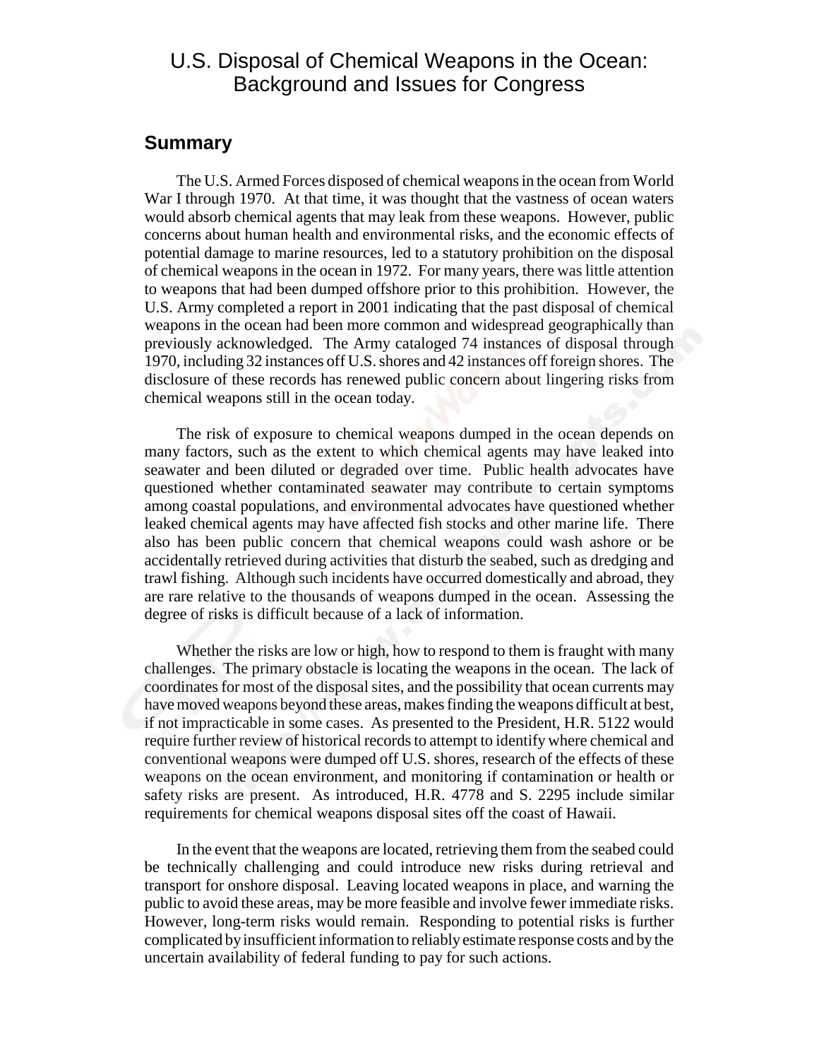# U.S. Disposal of Chemical Weapons in the Ocean: Background and Issues for Congress

## Summary

The U.S. Armed Forces disposed of chemical weapons in the ocean from World War I through 1970. At that time, it was thought that the vastness of ocean waters would absorb chemical agents that may leak from these weapons. However, public concerns about human health and environmental risks, and the economic effects of potential damage to marine resources, led to a statutory prohibition on the disposal of chemical weapons in the ocean in 1972. For many years, there was little attention to weapons that had been dumped offshore prior to this prohibition. However, the U.S. Army completed a report in 2001 indicating that the past disposal of chemical weapons in the ocean had been more common and widespread geographically than previously acknowledged. The Army cataloged 74 instances of disposal through 1970, including 32 instances off U.S. shores and 42 instances off foreign shores. The disclosure of these records has renewed public concern about lingering risks from chemical weapons still in the ocean today.

The risk of exposure to chemical weapons dumped in the ocean depends on many factors, such as the extent to which chemical agents may have leaked into seawater and been diluted or degraded over time. Public health advocates have questioned whether contaminated seawater may contribute to certain symptoms among coastal populations, and environmental advocates have questioned whether leaked chemical agents may have affected fish stocks and other marine life. There also has been public concern that chemical weapons could wash ashore or be accidentally retrieved during activities that disturb the seabed, such as dredging and trawl fishing. Although such incidents have occurred domestically and abroad, they are rare relative to the thousands of weapons dumped in the ocean. Assessing the degree of risks is difficult because of a lack of information.

Whether the risks are low or high, how to respond to them is fraught with many challenges. The primary obstacle is locating the weapons in the ocean. The lack of coordinates for most of the disposal sites, and the possibility that ocean currents may have moved weapons beyond these areas, makes finding the weapons difficult at best, if not impracticable in some cases. As presented to the President, H.R. 5122 would require further review of historical records to attempt to identify where chemical and conventional weapons were dumped off U.S. shores, research of the effects of these weapons on the ocean environment, and monitoring if contamination or health or safety risks are present. As introduced, H.R. 4778 and S. 2295 include similar requirements for chemical weapons disposal sites off the coast of Hawaii.

In the event that the weapons are located, retrieving them from the seabed could be technically challenging and could introduce new risks during retrieval and transport for onshore disposal. Leaving located weapons in place, and warning the public to avoid these areas, may be more feasible and involve fewer immediate risks. However, long-term risks would remain. Responding to potential risks is further complicated by insufficient information to reliably estimate response costs and by the uncertain availability of federal funding to pay for such actions.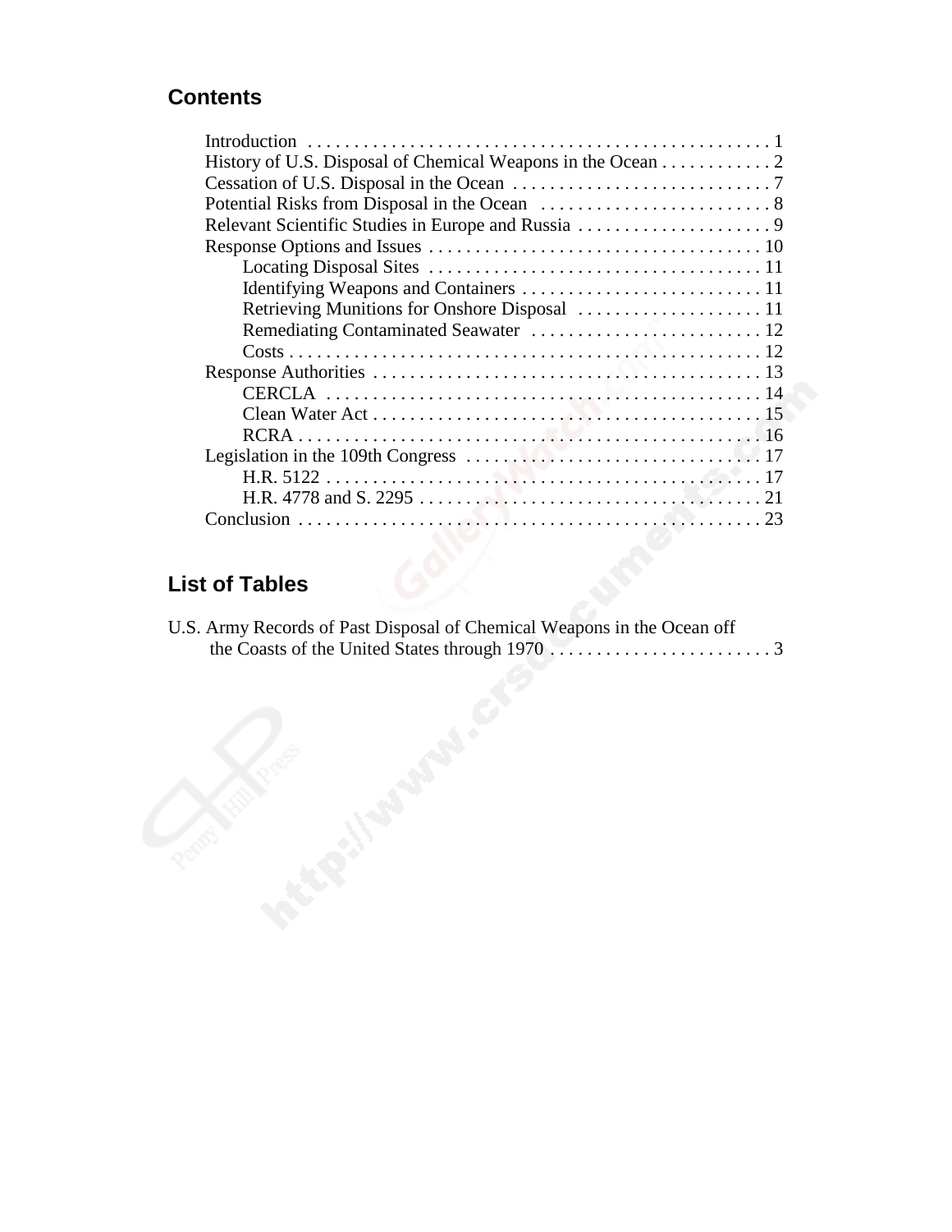## Contents

Introduction . . . . . . . . . . . . . . . . . . . . . . . . . . . . . . . . . . . . . . . . . . . . . . . . . . 1
History of U.S. Disposal of Chemical Weapons in the Ocean . . . . . . . . . . . . 2
Cessation of U.S. Disposal in the Ocean . . . . . . . . . . . . . . . . . . . . . . . . . . . . 7
Potential Risks from Disposal in the Ocean . . . . . . . . . . . . . . . . . . . . . . . . . 8
Relevant Scientific Studies in Europe and Russia . . . . . . . . . . . . . . . . . . . . . 9
Response Options and Issues . . . . . . . . . . . . . . . . . . . . . . . . . . . . . . . . . . . . 10
  Locating Disposal Sites . . . . . . . . . . . . . . . . . . . . . . . . . . . . . . . . . . . . 11
  Identifying Weapons and Containers . . . . . . . . . . . . . . . . . . . . . . . . . . 11
  Retrieving Munitions for Onshore Disposal . . . . . . . . . . . . . . . . . . . . 11
  Remediating Contaminated Seawater . . . . . . . . . . . . . . . . . . . . . . . . . 12
  Costs . . . . . . . . . . . . . . . . . . . . . . . . . . . . . . . . . . . . . . . . . . . . . . . . . . 12
Response Authorities . . . . . . . . . . . . . . . . . . . . . . . . . . . . . . . . . . . . . . . . . . 13
  CERCLA . . . . . . . . . . . . . . . . . . . . . . . . . . . . . . . . . . . . . . . . . . . . . . . 14
  Clean Water Act . . . . . . . . . . . . . . . . . . . . . . . . . . . . . . . . . . . . . . . . . . 15
  RCRA . . . . . . . . . . . . . . . . . . . . . . . . . . . . . . . . . . . . . . . . . . . . . . . . . . 16
Legislation in the 109th Congress . . . . . . . . . . . . . . . . . . . . . . . . . . . . . . . . 17
  H.R. 5122 . . . . . . . . . . . . . . . . . . . . . . . . . . . . . . . . . . . . . . . . . . . . . . 17
  H.R. 4778 and S. 2295 . . . . . . . . . . . . . . . . . . . . . . . . . . . . . . . . . . . . . 21
Conclusion . . . . . . . . . . . . . . . . . . . . . . . . . . . . . . . . . . . . . . . . . . . . . . . . . . 23

## List of Tables

U.S. Army Records of Past Disposal of Chemical Weapons in the Ocean off the Coasts of the United States through 1970 . . . . . . . . . . . . . . . . . . . . . . . . 3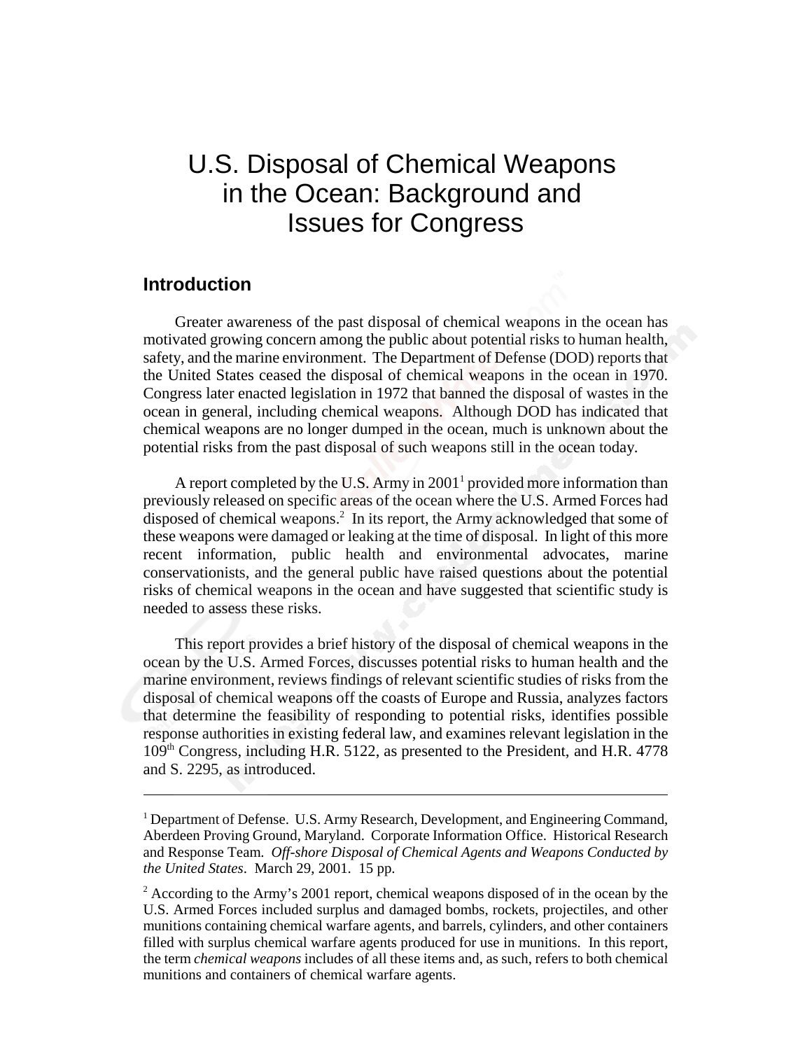# U.S. Disposal of Chemical Weapons in the Ocean: Background and Issues for Congress

## Introduction

Greater awareness of the past disposal of chemical weapons in the ocean has motivated growing concern among the public about potential risks to human health, safety, and the marine environment. The Department of Defense (DOD) reports that the United States ceased the disposal of chemical weapons in the ocean in 1970. Congress later enacted legislation in 1972 that banned the disposal of wastes in the ocean in general, including chemical weapons. Although DOD has indicated that chemical weapons are no longer dumped in the ocean, much is unknown about the potential risks from the past disposal of such weapons still in the ocean today.

A report completed by the U.S. Army in 2001[1] provided more information than previously released on specific areas of the ocean where the U.S. Armed Forces had disposed of chemical weapons.[2] In its report, the Army acknowledged that some of these weapons were damaged or leaking at the time of disposal. In light of this more recent information, public health and environmental advocates, marine conservationists, and the general public have raised questions about the potential risks of chemical weapons in the ocean and have suggested that scientific study is needed to assess these risks.

This report provides a brief history of the disposal of chemical weapons in the ocean by the U.S. Armed Forces, discusses potential risks to human health and the marine environment, reviews findings of relevant scientific studies of risks from the disposal of chemical weapons off the coasts of Europe and Russia, analyzes factors that determine the feasibility of responding to potential risks, identifies possible response authorities in existing federal law, and examines relevant legislation in the 109th Congress, including H.R. 5122, as presented to the President, and H.R. 4778 and S. 2295, as introduced.

---

[1] Department of Defense. U.S. Army Research, Development, and Engineering Command, Aberdeen Proving Ground, Maryland. Corporate Information Office. Historical Research and Response Team. *Off-shore Disposal of Chemical Agents and Weapons Conducted by the United States*. March 29, 2001. 15 pp.

[2] According to the Army's 2001 report, chemical weapons disposed of in the ocean by the U.S. Armed Forces included surplus and damaged bombs, rockets, projectiles, and other munitions containing chemical warfare agents, and barrels, cylinders, and other containers filled with surplus chemical warfare agents produced for use in munitions. In this report, the term *chemical weapons* includes of all these items and, as such, refers to both chemical munitions and containers of chemical warfare agents.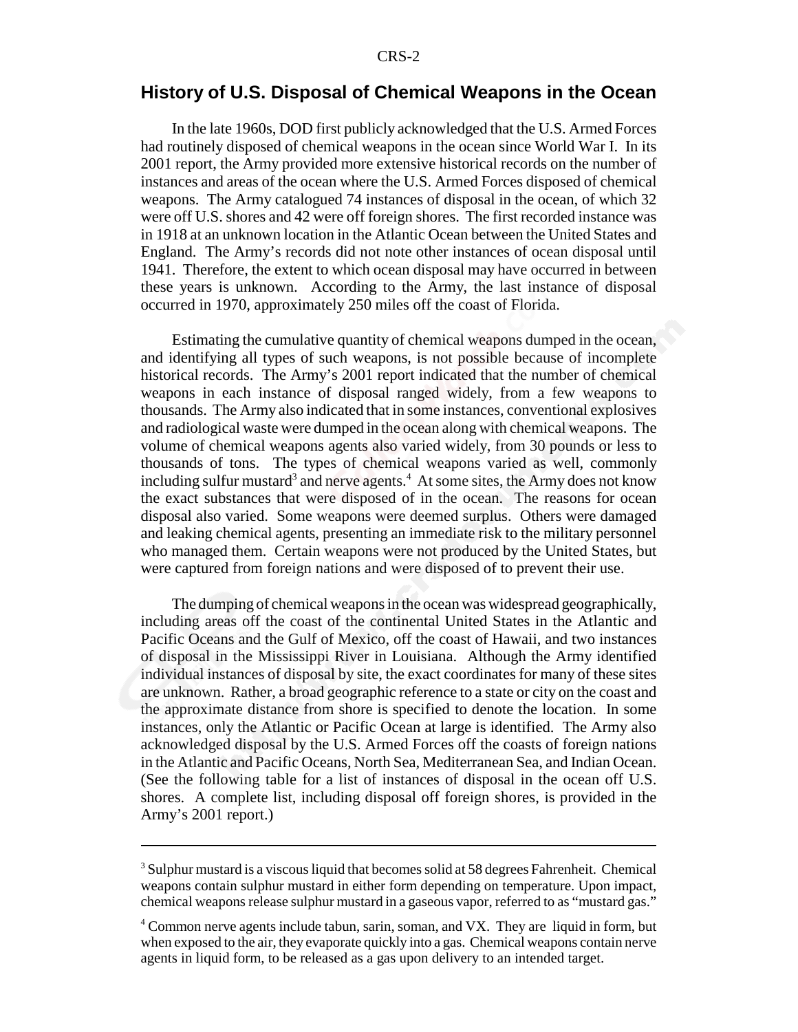## History of U.S. Disposal of Chemical Weapons in the Ocean

In the late 1960s, DOD first publicly acknowledged that the U.S. Armed Forces had routinely disposed of chemical weapons in the ocean since World War I. In its 2001 report, the Army provided more extensive historical records on the number of instances and areas of the ocean where the U.S. Armed Forces disposed of chemical weapons. The Army catalogued 74 instances of disposal in the ocean, of which 32 were off U.S. shores and 42 were off foreign shores. The first recorded instance was in 1918 at an unknown location in the Atlantic Ocean between the United States and England. The Army's records did not note other instances of ocean disposal until 1941. Therefore, the extent to which ocean disposal may have occurred in between these years is unknown. According to the Army, the last instance of disposal occurred in 1970, approximately 250 miles off the coast of Florida.

Estimating the cumulative quantity of chemical weapons dumped in the ocean, and identifying all types of such weapons, is not possible because of incomplete historical records. The Army's 2001 report indicated that the number of chemical weapons in each instance of disposal ranged widely, from a few weapons to thousands. The Army also indicated that in some instances, conventional explosives and radiological waste were dumped in the ocean along with chemical weapons. The volume of chemical weapons agents also varied widely, from 30 pounds or less to thousands of tons. The types of chemical weapons varied as well, commonly including sulfur mustard[3] and nerve agents.[4] At some sites, the Army does not know the exact substances that were disposed of in the ocean. The reasons for ocean disposal also varied. Some weapons were deemed surplus. Others were damaged and leaking chemical agents, presenting an immediate risk to the military personnel who managed them. Certain weapons were not produced by the United States, but were captured from foreign nations and were disposed of to prevent their use.

The dumping of chemical weapons in the ocean was widespread geographically, including areas off the coast of the continental United States in the Atlantic and Pacific Oceans and the Gulf of Mexico, off the coast of Hawaii, and two instances of disposal in the Mississippi River in Louisiana. Although the Army identified individual instances of disposal by site, the exact coordinates for many of these sites are unknown. Rather, a broad geographic reference to a state or city on the coast and the approximate distance from shore is specified to denote the location. In some instances, only the Atlantic or Pacific Ocean at large is identified. The Army also acknowledged disposal by the U.S. Armed Forces off the coasts of foreign nations in the Atlantic and Pacific Oceans, North Sea, Mediterranean Sea, and Indian Ocean. (See the following table for a list of instances of disposal in the ocean off U.S. shores. A complete list, including disposal off foreign shores, is provided in the Army's 2001 report.)

---

[3] Sulphur mustard is a viscous liquid that becomes solid at 58 degrees Fahrenheit. Chemical weapons contain sulphur mustard in either form depending on temperature. Upon impact, chemical weapons release sulphur mustard in a gaseous vapor, referred to as "mustard gas."

[4] Common nerve agents include tabun, sarin, soman, and VX. They are liquid in form, but when exposed to the air, they evaporate quickly into a gas. Chemical weapons contain nerve agents in liquid form, to be released as a gas upon delivery to an intended target.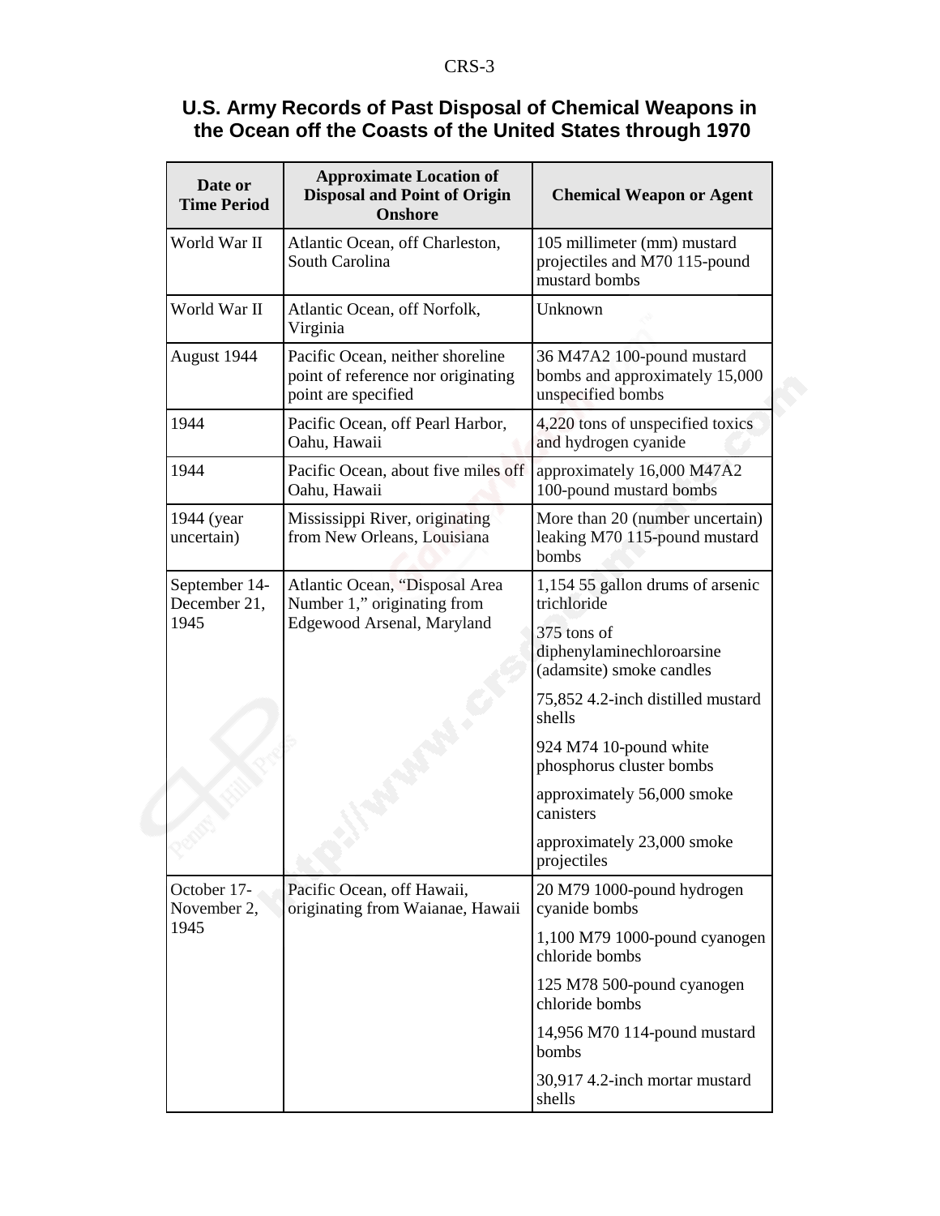## U.S. Army Records of Past Disposal of Chemical Weapons in the Ocean off the Coasts of the United States through 1970

| Date or Time Period | Approximate Location of Disposal and Point of Origin Onshore | Chemical Weapon or Agent |
|---|---|---|
| World War II | Atlantic Ocean, off Charleston, South Carolina | 105 millimeter (mm) mustard projectiles and M70 115-pound mustard bombs |
| World War II | Atlantic Ocean, off Norfolk, Virginia | Unknown |
| August 1944 | Pacific Ocean, neither shoreline point of reference nor originating point are specified | 36 M47A2 100-pound mustard bombs and approximately 15,000 unspecified bombs |
| 1944 | Pacific Ocean, off Pearl Harbor, Oahu, Hawaii | 4,220 tons of unspecified toxics and hydrogen cyanide |
| 1944 | Pacific Ocean, about five miles off Oahu, Hawaii | approximately 16,000 M47A2 100-pound mustard bombs |
| 1944 (year uncertain) | Mississippi River, originating from New Orleans, Louisiana | More than 20 (number uncertain) leaking M70 115-pound mustard bombs |
| September 14-December 21, 1945 | Atlantic Ocean, "Disposal Area Number 1," originating from Edgewood Arsenal, Maryland | 1,154 55 gallon drums of arsenic trichloride |
| | | 375 tons of diphenylaminechloroarsine (adamsite) smoke candles |
| | | 75,852 4.2-inch distilled mustard shells |
| | | 924 M74 10-pound white phosphorus cluster bombs |
| | | approximately 56,000 smoke canisters |
| | | approximately 23,000 smoke projectiles |
| October 17-November 2, 1945 | Pacific Ocean, off Hawaii, originating from Waianae, Hawaii | 20 M79 1000-pound hydrogen cyanide bombs |
| | | 1,100 M79 1000-pound cyanogen chloride bombs |
| | | 125 M78 500-pound cyanogen chloride bombs |
| | | 14,956 M70 114-pound mustard bombs |
| | | 30,917 4.2-inch mortar mustard shells |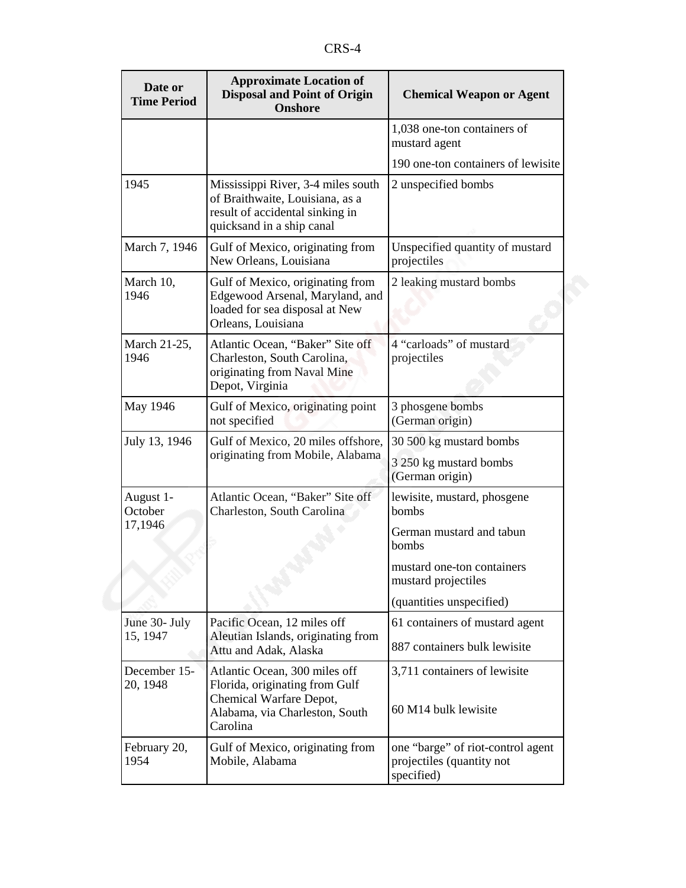| Date or Time Period | Approximate Location of Disposal and Point of Origin Onshore | Chemical Weapon or Agent |
|---|---|---|
| | | 1,038 one-ton containers of mustard agent |
| | | 190 one-ton containers of lewisite |
| 1945 | Mississippi River, 3-4 miles south of Braithwaite, Louisiana, as a result of accidental sinking in quicksand in a ship canal | 2 unspecified bombs |
| March 7, 1946 | Gulf of Mexico, originating from New Orleans, Louisiana | Unspecified quantity of mustard projectiles |
| March 10, 1946 | Gulf of Mexico, originating from Edgewood Arsenal, Maryland, and loaded for sea disposal at New Orleans, Louisiana | 2 leaking mustard bombs |
| March 21-25, 1946 | Atlantic Ocean, "Baker" Site off Charleston, South Carolina, originating from Naval Mine Depot, Virginia | 4 "carloads" of mustard projectiles |
| May 1946 | Gulf of Mexico, originating point not specified | 3 phosgene bombs (German origin) |
| July 13, 1946 | Gulf of Mexico, 20 miles offshore, originating from Mobile, Alabama | 30 500 kg mustard bombs |
| | | 3 250 kg mustard bombs (German origin) |
| August 1-October 17,1946 | Atlantic Ocean, "Baker" Site off Charleston, South Carolina | lewisite, mustard, phosgene bombs |
| | | German mustard and tabun bombs |
| | | mustard one-ton containers mustard projectiles |
| | | (quantities unspecified) |
| June 30- July 15, 1947 | Pacific Ocean, 12 miles off Aleutian Islands, originating from Attu and Adak, Alaska | 61 containers of mustard agent |
| | | 887 containers bulk lewisite |
| December 15-20, 1948 | Atlantic Ocean, 300 miles off Florida, originating from Gulf Chemical Warfare Depot, Alabama, via Charleston, South Carolina | 3,711 containers of lewisite |
| | | 60 M14 bulk lewisite |
| February 20, 1954 | Gulf of Mexico, originating from Mobile, Alabama | one "barge" of riot-control agent projectiles (quantity not specified) |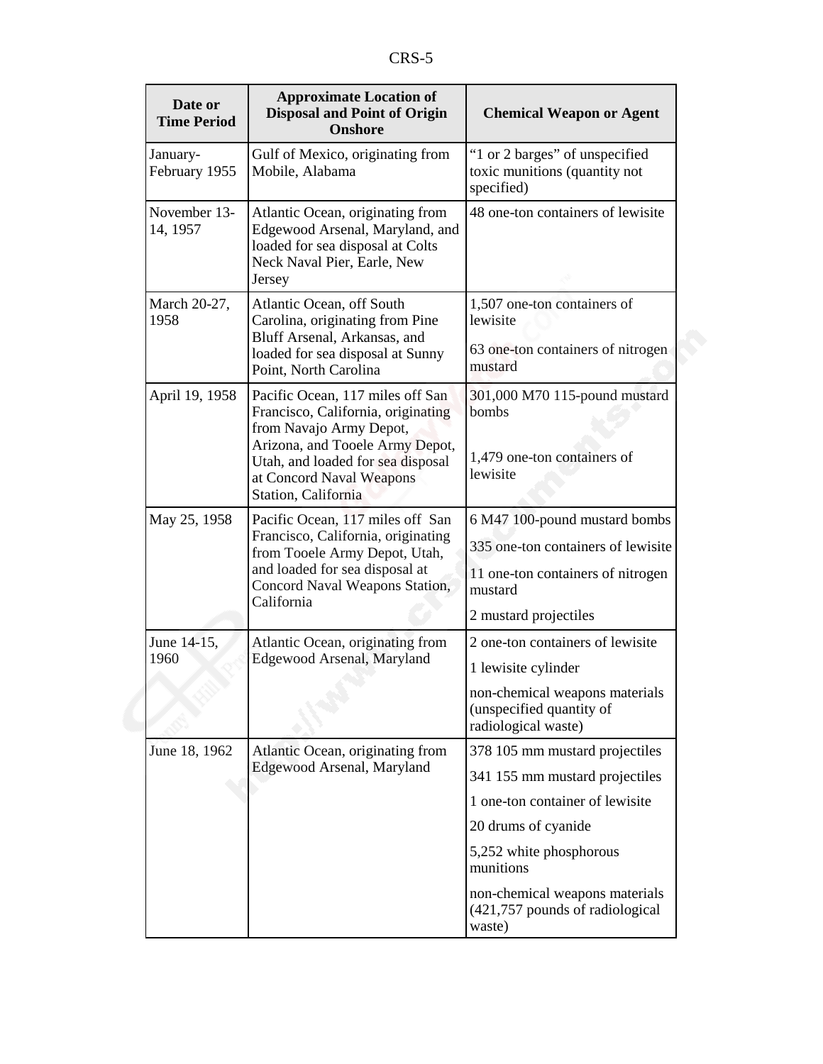| Date or Time Period | Approximate Location of Disposal and Point of Origin Onshore | Chemical Weapon or Agent |
|---|---|---|
| January-February 1955 | Gulf of Mexico, originating from Mobile, Alabama | "1 or 2 barges" of unspecified toxic munitions (quantity not specified) |
| November 13-14, 1957 | Atlantic Ocean, originating from Edgewood Arsenal, Maryland, and loaded for sea disposal at Colts Neck Naval Pier, Earle, New Jersey | 48 one-ton containers of lewisite |
| March 20-27, 1958 | Atlantic Ocean, off South Carolina, originating from Pine Bluff Arsenal, Arkansas, and loaded for sea disposal at Sunny Point, North Carolina | 1,507 one-ton containers of lewisite |
| | | 63 one-ton containers of nitrogen mustard |
| April 19, 1958 | Pacific Ocean, 117 miles off San Francisco, California, originating from Navajo Army Depot, Arizona, and Tooele Army Depot, Utah, and loaded for sea disposal at Concord Naval Weapons Station, California | 301,000 M70 115-pound mustard bombs |
| | | 1,479 one-ton containers of lewisite |
| May 25, 1958 | Pacific Ocean, 117 miles off San Francisco, California, originating from Tooele Army Depot, Utah, and loaded for sea disposal at Concord Naval Weapons Station, California | 6 M47 100-pound mustard bombs |
| | | 335 one-ton containers of lewisite |
| | | 11 one-ton containers of nitrogen mustard |
| | | 2 mustard projectiles |
| June 14-15, 1960 | Atlantic Ocean, originating from Edgewood Arsenal, Maryland | 2 one-ton containers of lewisite |
| | | 1 lewisite cylinder |
| | | non-chemical weapons materials (unspecified quantity of radiological waste) |
| June 18, 1962 | Atlantic Ocean, originating from Edgewood Arsenal, Maryland | 378 105 mm mustard projectiles |
| | | 341 155 mm mustard projectiles |
| | | 1 one-ton container of lewisite |
| | | 20 drums of cyanide |
| | | 5,252 white phosphorous munitions |
| | | non-chemical weapons materials (421,757 pounds of radiological waste) |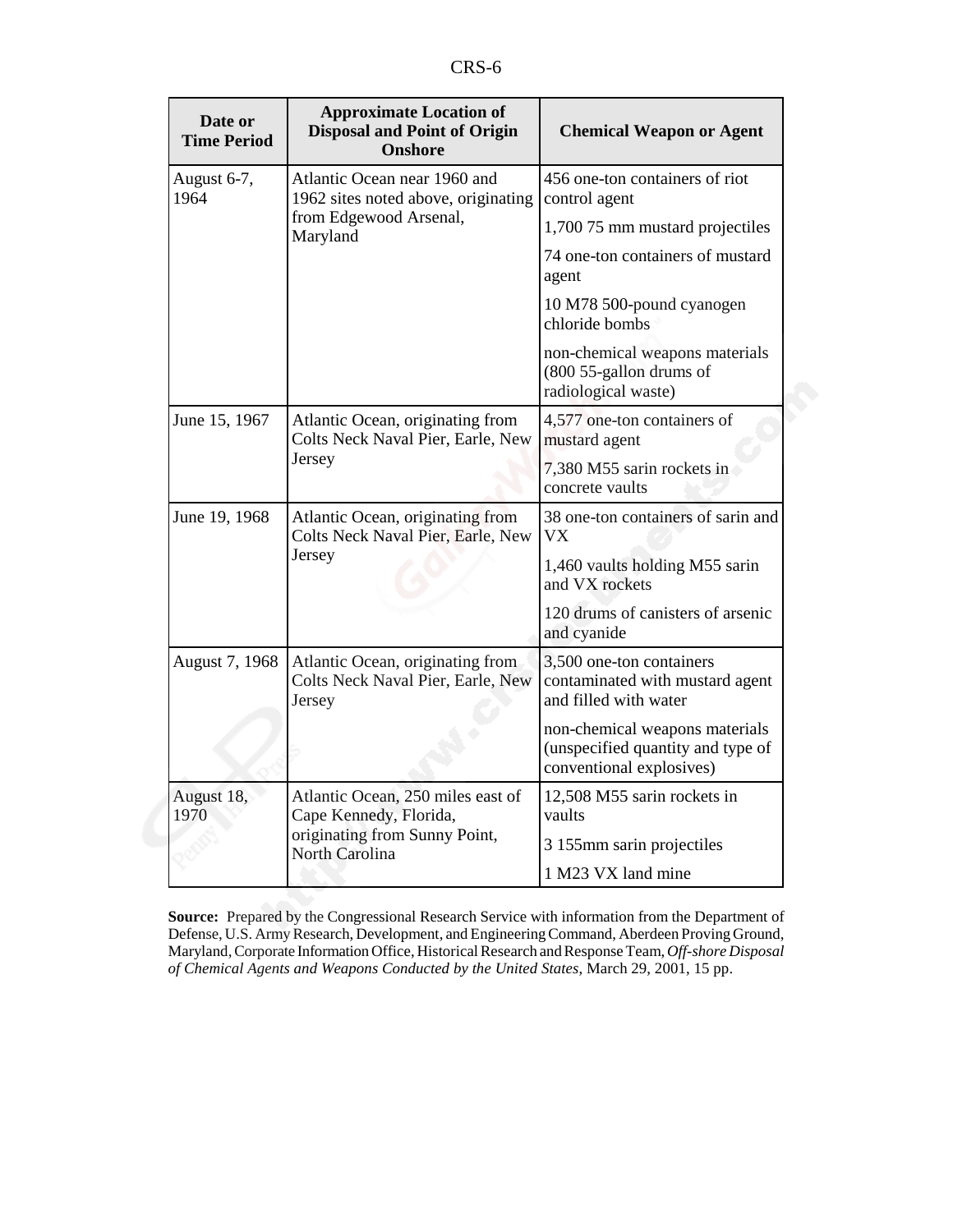| Date or Time Period | Approximate Location of Disposal and Point of Origin Onshore | Chemical Weapon or Agent |
|---|---|---|
| August 6-7, 1964 | Atlantic Ocean near 1960 and 1962 sites noted above, originating from Edgewood Arsenal, Maryland | 456 one-ton containers of riot control agent |
| | | 1,700 75 mm mustard projectiles |
| | | 74 one-ton containers of mustard agent |
| | | 10 M78 500-pound cyanogen chloride bombs |
| | | non-chemical weapons materials (800 55-gallon drums of radiological waste) |
| June 15, 1967 | Atlantic Ocean, originating from Colts Neck Naval Pier, Earle, New Jersey | 4,577 one-ton containers of mustard agent |
| | | 7,380 M55 sarin rockets in concrete vaults |
| June 19, 1968 | Atlantic Ocean, originating from Colts Neck Naval Pier, Earle, New Jersey | 38 one-ton containers of sarin and VX |
| | | 1,460 vaults holding M55 sarin and VX rockets |
| | | 120 drums of canisters of arsenic and cyanide |
| August 7, 1968 | Atlantic Ocean, originating from Colts Neck Naval Pier, Earle, New Jersey | 3,500 one-ton containers contaminated with mustard agent and filled with water |
| | | non-chemical weapons materials (unspecified quantity and type of conventional explosives) |
| August 18, 1970 | Atlantic Ocean, 250 miles east of Cape Kennedy, Florida, originating from Sunny Point, North Carolina | 12,508 M55 sarin rockets in vaults |
| | | 3 155mm sarin projectiles |
| | | 1 M23 VX land mine |

**Source:** Prepared by the Congressional Research Service with information from the Department of Defense, U.S. Army Research, Development, and Engineering Command, Aberdeen Proving Ground, Maryland, Corporate Information Office, Historical Research and Response Team, *Off-shore Disposal of Chemical Agents and Weapons Conducted by the United States,* March 29, 2001, 15 pp.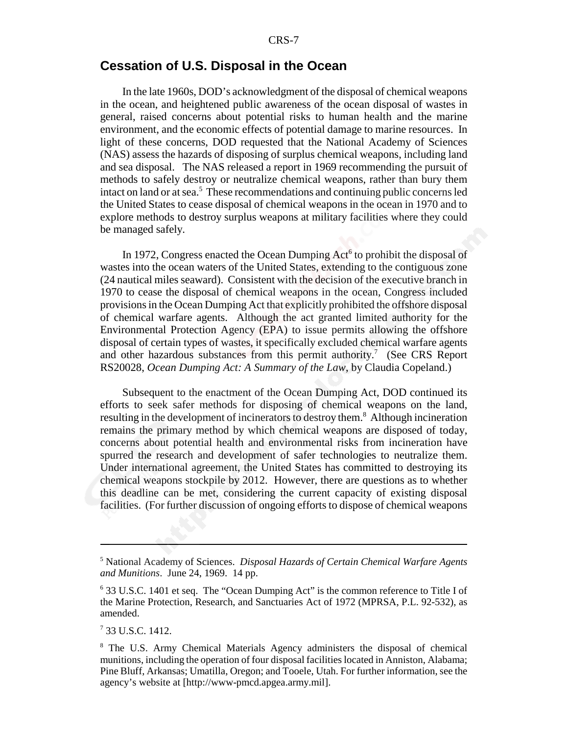## Cessation of U.S. Disposal in the Ocean

In the late 1960s, DOD's acknowledgment of the disposal of chemical weapons in the ocean, and heightened public awareness of the ocean disposal of wastes in general, raised concerns about potential risks to human health and the marine environment, and the economic effects of potential damage to marine resources. In light of these concerns, DOD requested that the National Academy of Sciences (NAS) assess the hazards of disposing of surplus chemical weapons, including land and sea disposal. The NAS released a report in 1969 recommending the pursuit of methods to safely destroy or neutralize chemical weapons, rather than bury them intact on land or at sea.[5] These recommendations and continuing public concerns led the United States to cease disposal of chemical weapons in the ocean in 1970 and to explore methods to destroy surplus weapons at military facilities where they could be managed safely.

In 1972, Congress enacted the Ocean Dumping Act[6] to prohibit the disposal of wastes into the ocean waters of the United States, extending to the contiguous zone (24 nautical miles seaward). Consistent with the decision of the executive branch in 1970 to cease the disposal of chemical weapons in the ocean, Congress included provisions in the Ocean Dumping Act that explicitly prohibited the offshore disposal of chemical warfare agents. Although the act granted limited authority for the Environmental Protection Agency (EPA) to issue permits allowing the offshore disposal of certain types of wastes, it specifically excluded chemical warfare agents and other hazardous substances from this permit authority.[7] (See CRS Report RS20028, *Ocean Dumping Act: A Summary of the Law*, by Claudia Copeland.)

Subsequent to the enactment of the Ocean Dumping Act, DOD continued its efforts to seek safer methods for disposing of chemical weapons on the land, resulting in the development of incinerators to destroy them.[8] Although incineration remains the primary method by which chemical weapons are disposed of today, concerns about potential health and environmental risks from incineration have spurred the research and development of safer technologies to neutralize them. Under international agreement, the United States has committed to destroying its chemical weapons stockpile by 2012. However, there are questions as to whether this deadline can be met, considering the current capacity of existing disposal facilities. (For further discussion of ongoing efforts to dispose of chemical weapons

---

[5] National Academy of Sciences. *Disposal Hazards of Certain Chemical Warfare Agents and Munitions*. June 24, 1969. 14 pp.

[6] 33 U.S.C. 1401 et seq. The "Ocean Dumping Act" is the common reference to Title I of the Marine Protection, Research, and Sanctuaries Act of 1972 (MPRSA, P.L. 92-532), as amended.

[7] 33 U.S.C. 1412.

[8] The U.S. Army Chemical Materials Agency administers the disposal of chemical munitions, including the operation of four disposal facilities located in Anniston, Alabama; Pine Bluff, Arkansas; Umatilla, Oregon; and Tooele, Utah. For further information, see the agency's website at [http://www-pmcd.apgea.army.mil].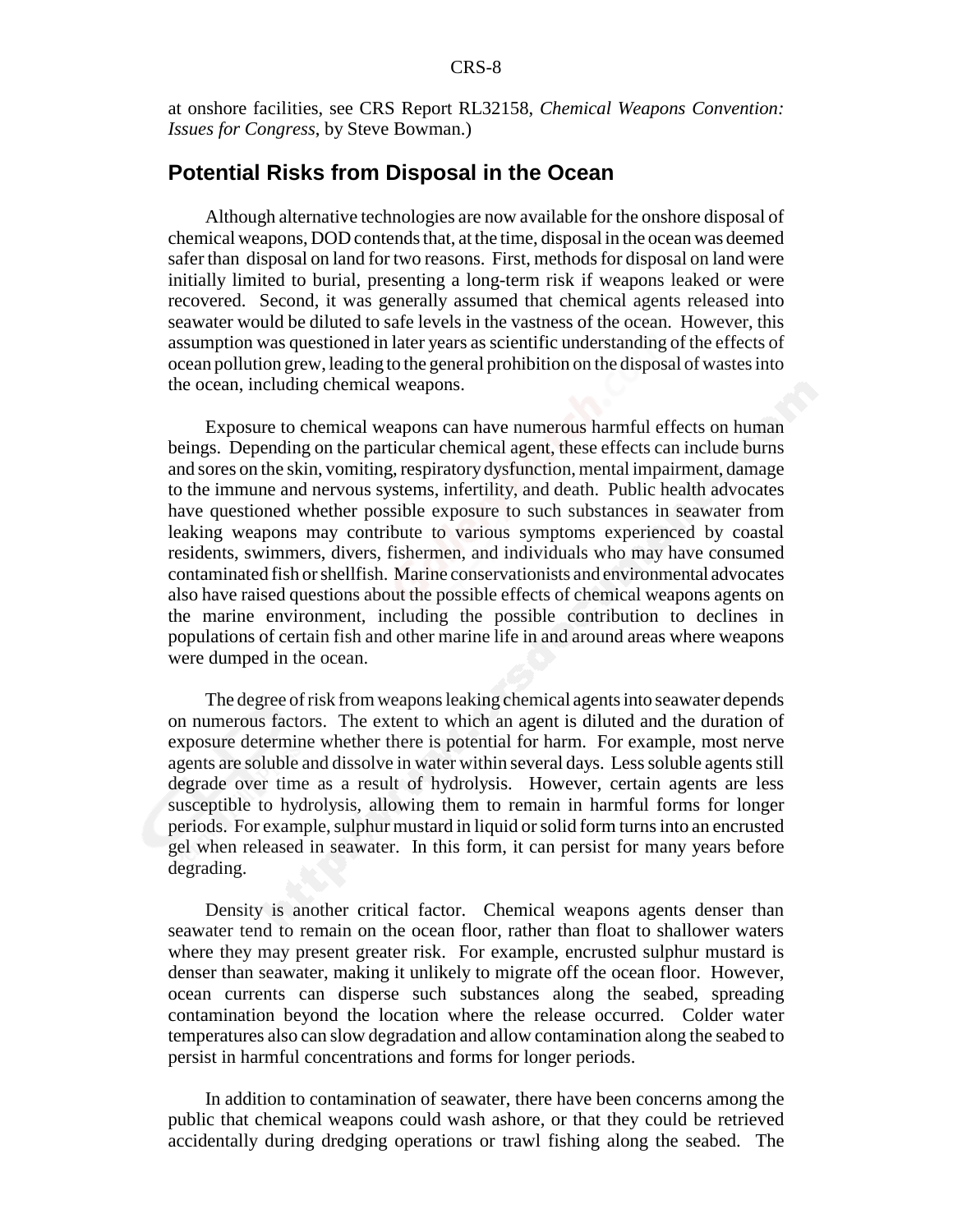at onshore facilities, see CRS Report RL32158, *Chemical Weapons Convention: Issues for Congress*, by Steve Bowman.)

## Potential Risks from Disposal in the Ocean

Although alternative technologies are now available for the onshore disposal of chemical weapons, DOD contends that, at the time, disposal in the ocean was deemed safer than disposal on land for two reasons. First, methods for disposal on land were initially limited to burial, presenting a long-term risk if weapons leaked or were recovered. Second, it was generally assumed that chemical agents released into seawater would be diluted to safe levels in the vastness of the ocean. However, this assumption was questioned in later years as scientific understanding of the effects of ocean pollution grew, leading to the general prohibition on the disposal of wastes into the ocean, including chemical weapons.

Exposure to chemical weapons can have numerous harmful effects on human beings. Depending on the particular chemical agent, these effects can include burns and sores on the skin, vomiting, respiratory dysfunction, mental impairment, damage to the immune and nervous systems, infertility, and death. Public health advocates have questioned whether possible exposure to such substances in seawater from leaking weapons may contribute to various symptoms experienced by coastal residents, swimmers, divers, fishermen, and individuals who may have consumed contaminated fish or shellfish. Marine conservationists and environmental advocates also have raised questions about the possible effects of chemical weapons agents on the marine environment, including the possible contribution to declines in populations of certain fish and other marine life in and around areas where weapons were dumped in the ocean.

The degree of risk from weapons leaking chemical agents into seawater depends on numerous factors. The extent to which an agent is diluted and the duration of exposure determine whether there is potential for harm. For example, most nerve agents are soluble and dissolve in water within several days. Less soluble agents still degrade over time as a result of hydrolysis. However, certain agents are less susceptible to hydrolysis, allowing them to remain in harmful forms for longer periods. For example, sulphur mustard in liquid or solid form turns into an encrusted gel when released in seawater. In this form, it can persist for many years before degrading.

Density is another critical factor. Chemical weapons agents denser than seawater tend to remain on the ocean floor, rather than float to shallower waters where they may present greater risk. For example, encrusted sulphur mustard is denser than seawater, making it unlikely to migrate off the ocean floor. However, ocean currents can disperse such substances along the seabed, spreading contamination beyond the location where the release occurred. Colder water temperatures also can slow degradation and allow contamination along the seabed to persist in harmful concentrations and forms for longer periods.

In addition to contamination of seawater, there have been concerns among the public that chemical weapons could wash ashore, or that they could be retrieved accidentally during dredging operations or trawl fishing along the seabed. The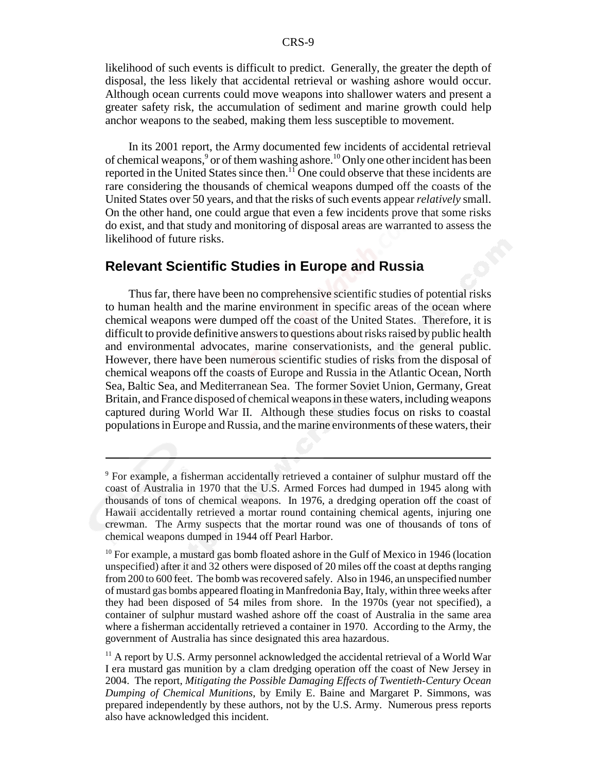likelihood of such events is difficult to predict. Generally, the greater the depth of disposal, the less likely that accidental retrieval or washing ashore would occur. Although ocean currents could move weapons into shallower waters and present a greater safety risk, the accumulation of sediment and marine growth could help anchor weapons to the seabed, making them less susceptible to movement.

In its 2001 report, the Army documented few incidents of accidental retrieval of chemical weapons,[9] or of them washing ashore.[10] Only one other incident has been reported in the United States since then.[11] One could observe that these incidents are rare considering the thousands of chemical weapons dumped off the coasts of the United States over 50 years, and that the risks of such events appear *relatively* small. On the other hand, one could argue that even a few incidents prove that some risks do exist, and that study and monitoring of disposal areas are warranted to assess the likelihood of future risks.

## Relevant Scientific Studies in Europe and Russia

Thus far, there have been no comprehensive scientific studies of potential risks to human health and the marine environment in specific areas of the ocean where chemical weapons were dumped off the coast of the United States. Therefore, it is difficult to provide definitive answers to questions about risks raised by public health and environmental advocates, marine conservationists, and the general public. However, there have been numerous scientific studies of risks from the disposal of chemical weapons off the coasts of Europe and Russia in the Atlantic Ocean, North Sea, Baltic Sea, and Mediterranean Sea. The former Soviet Union, Germany, Great Britain, and France disposed of chemical weapons in these waters, including weapons captured during World War II. Although these studies focus on risks to coastal populations in Europe and Russia, and the marine environments of these waters, their

---

[9] For example, a fisherman accidentally retrieved a container of sulphur mustard off the coast of Australia in 1970 that the U.S. Armed Forces had dumped in 1945 along with thousands of tons of chemical weapons. In 1976, a dredging operation off the coast of Hawaii accidentally retrieved a mortar round containing chemical agents, injuring one crewman. The Army suspects that the mortar round was one of thousands of tons of chemical weapons dumped in 1944 off Pearl Harbor.

[10] For example, a mustard gas bomb floated ashore in the Gulf of Mexico in 1946 (location unspecified) after it and 32 others were disposed of 20 miles off the coast at depths ranging from 200 to 600 feet. The bomb was recovered safely. Also in 1946, an unspecified number of mustard gas bombs appeared floating in Manfredonia Bay, Italy, within three weeks after they had been disposed of 54 miles from shore. In the 1970s (year not specified), a container of sulphur mustard washed ashore off the coast of Australia in the same area where a fisherman accidentally retrieved a container in 1970. According to the Army, the government of Australia has since designated this area hazardous.

[11] A report by U.S. Army personnel acknowledged the accidental retrieval of a World War I era mustard gas munition by a clam dredging operation off the coast of New Jersey in 2004. The report, *Mitigating the Possible Damaging Effects of Twentieth-Century Ocean Dumping of Chemical Munitions*, by Emily E. Baine and Margaret P. Simmons, was prepared independently by these authors, not by the U.S. Army. Numerous press reports also have acknowledged this incident.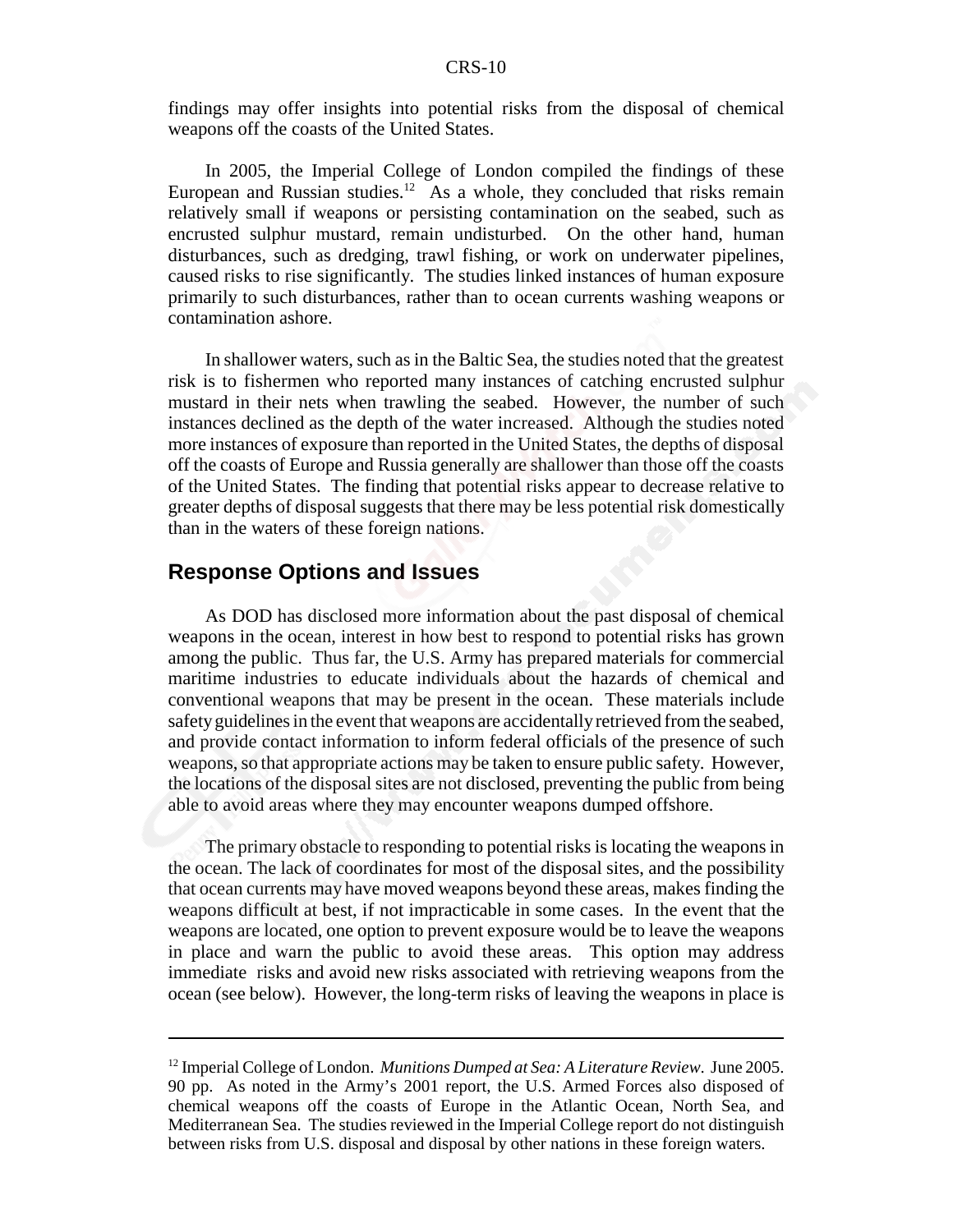findings may offer insights into potential risks from the disposal of chemical weapons off the coasts of the United States.

In 2005, the Imperial College of London compiled the findings of these European and Russian studies.[12] As a whole, they concluded that risks remain relatively small if weapons or persisting contamination on the seabed, such as encrusted sulphur mustard, remain undisturbed. On the other hand, human disturbances, such as dredging, trawl fishing, or work on underwater pipelines, caused risks to rise significantly. The studies linked instances of human exposure primarily to such disturbances, rather than to ocean currents washing weapons or contamination ashore.

In shallower waters, such as in the Baltic Sea, the studies noted that the greatest risk is to fishermen who reported many instances of catching encrusted sulphur mustard in their nets when trawling the seabed. However, the number of such instances declined as the depth of the water increased. Although the studies noted more instances of exposure than reported in the United States, the depths of disposal off the coasts of Europe and Russia generally are shallower than those off the coasts of the United States. The finding that potential risks appear to decrease relative to greater depths of disposal suggests that there may be less potential risk domestically than in the waters of these foreign nations.

## Response Options and Issues

As DOD has disclosed more information about the past disposal of chemical weapons in the ocean, interest in how best to respond to potential risks has grown among the public. Thus far, the U.S. Army has prepared materials for commercial maritime industries to educate individuals about the hazards of chemical and conventional weapons that may be present in the ocean. These materials include safety guidelines in the event that weapons are accidentally retrieved from the seabed, and provide contact information to inform federal officials of the presence of such weapons, so that appropriate actions may be taken to ensure public safety. However, the locations of the disposal sites are not disclosed, preventing the public from being able to avoid areas where they may encounter weapons dumped offshore.

The primary obstacle to responding to potential risks is locating the weapons in the ocean. The lack of coordinates for most of the disposal sites, and the possibility that ocean currents may have moved weapons beyond these areas, makes finding the weapons difficult at best, if not impracticable in some cases. In the event that the weapons are located, one option to prevent exposure would be to leave the weapons in place and warn the public to avoid these areas. This option may address immediate risks and avoid new risks associated with retrieving weapons from the ocean (see below). However, the long-term risks of leaving the weapons in place is

---

[12] Imperial College of London. *Munitions Dumped at Sea: A Literature Review*. June 2005. 90 pp. As noted in the Army's 2001 report, the U.S. Armed Forces also disposed of chemical weapons off the coasts of Europe in the Atlantic Ocean, North Sea, and Mediterranean Sea. The studies reviewed in the Imperial College report do not distinguish between risks from U.S. disposal and disposal by other nations in these foreign waters.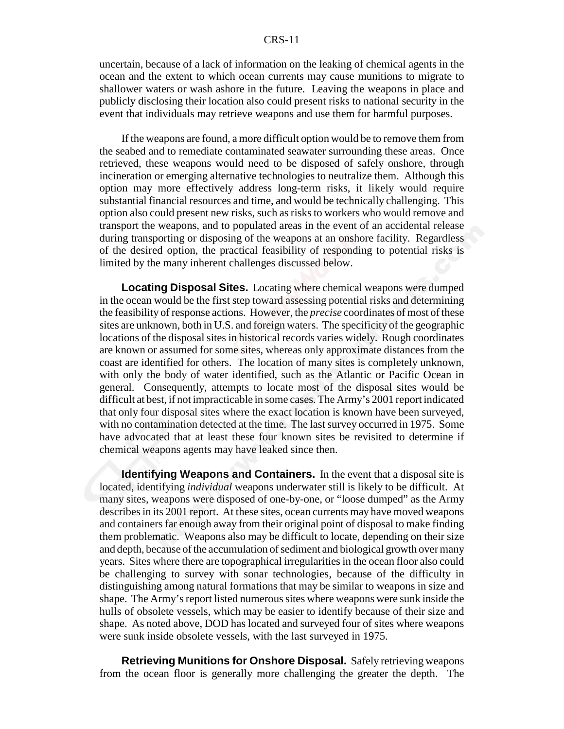uncertain, because of a lack of information on the leaking of chemical agents in the ocean and the extent to which ocean currents may cause munitions to migrate to shallower waters or wash ashore in the future. Leaving the weapons in place and publicly disclosing their location also could present risks to national security in the event that individuals may retrieve weapons and use them for harmful purposes.

If the weapons are found, a more difficult option would be to remove them from the seabed and to remediate contaminated seawater surrounding these areas. Once retrieved, these weapons would need to be disposed of safely onshore, through incineration or emerging alternative technologies to neutralize them. Although this option may more effectively address long-term risks, it likely would require substantial financial resources and time, and would be technically challenging. This option also could present new risks, such as risks to workers who would remove and transport the weapons, and to populated areas in the event of an accidental release during transporting or disposing of the weapons at an onshore facility. Regardless of the desired option, the practical feasibility of responding to potential risks is limited by the many inherent challenges discussed below.

**Locating Disposal Sites.** Locating where chemical weapons were dumped in the ocean would be the first step toward assessing potential risks and determining the feasibility of response actions. However, the *precise* coordinates of most of these sites are unknown, both in U.S. and foreign waters. The specificity of the geographic locations of the disposal sites in historical records varies widely. Rough coordinates are known or assumed for some sites, whereas only approximate distances from the coast are identified for others. The location of many sites is completely unknown, with only the body of water identified, such as the Atlantic or Pacific Ocean in general. Consequently, attempts to locate most of the disposal sites would be difficult at best, if not impracticable in some cases. The Army's 2001 report indicated that only four disposal sites where the exact location is known have been surveyed, with no contamination detected at the time. The last survey occurred in 1975. Some have advocated that at least these four known sites be revisited to determine if chemical weapons agents may have leaked since then.

**Identifying Weapons and Containers.** In the event that a disposal site is located, identifying *individual* weapons underwater still is likely to be difficult. At many sites, weapons were disposed of one-by-one, or "loose dumped" as the Army describes in its 2001 report. At these sites, ocean currents may have moved weapons and containers far enough away from their original point of disposal to make finding them problematic. Weapons also may be difficult to locate, depending on their size and depth, because of the accumulation of sediment and biological growth over many years. Sites where there are topographical irregularities in the ocean floor also could be challenging to survey with sonar technologies, because of the difficulty in distinguishing among natural formations that may be similar to weapons in size and shape. The Army's report listed numerous sites where weapons were sunk inside the hulls of obsolete vessels, which may be easier to identify because of their size and shape. As noted above, DOD has located and surveyed four of sites where weapons were sunk inside obsolete vessels, with the last surveyed in 1975.

**Retrieving Munitions for Onshore Disposal.** Safely retrieving weapons from the ocean floor is generally more challenging the greater the depth. The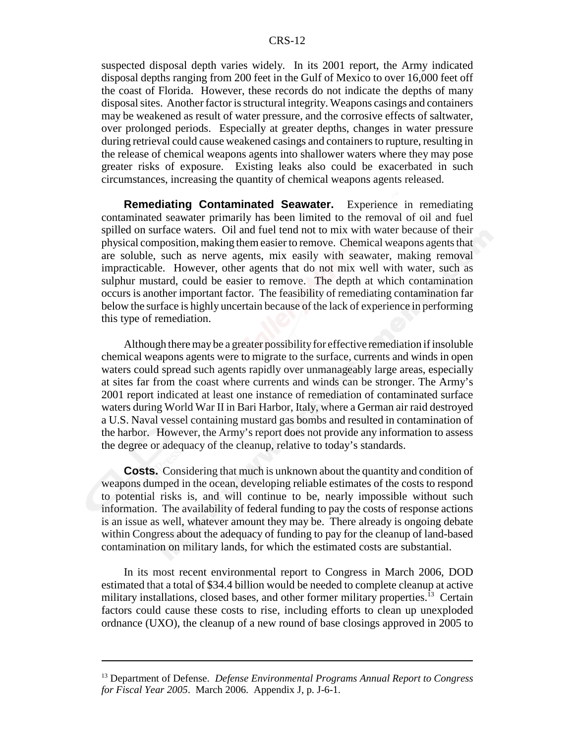suspected disposal depth varies widely. In its 2001 report, the Army indicated disposal depths ranging from 200 feet in the Gulf of Mexico to over 16,000 feet off the coast of Florida. However, these records do not indicate the depths of many disposal sites. Another factor is structural integrity. Weapons casings and containers may be weakened as result of water pressure, and the corrosive effects of saltwater, over prolonged periods. Especially at greater depths, changes in water pressure during retrieval could cause weakened casings and containers to rupture, resulting in the release of chemical weapons agents into shallower waters where they may pose greater risks of exposure. Existing leaks also could be exacerbated in such circumstances, increasing the quantity of chemical weapons agents released.

**Remediating Contaminated Seawater.** Experience in remediating contaminated seawater primarily has been limited to the removal of oil and fuel spilled on surface waters. Oil and fuel tend not to mix with water because of their physical composition, making them easier to remove. Chemical weapons agents that are soluble, such as nerve agents, mix easily with seawater, making removal impracticable. However, other agents that do not mix well with water, such as sulphur mustard, could be easier to remove. The depth at which contamination occurs is another important factor. The feasibility of remediating contamination far below the surface is highly uncertain because of the lack of experience in performing this type of remediation.

Although there may be a greater possibility for effective remediation if insoluble chemical weapons agents were to migrate to the surface, currents and winds in open waters could spread such agents rapidly over unmanageably large areas, especially at sites far from the coast where currents and winds can be stronger. The Army's 2001 report indicated at least one instance of remediation of contaminated surface waters during World War II in Bari Harbor, Italy, where a German air raid destroyed a U.S. Naval vessel containing mustard gas bombs and resulted in contamination of the harbor. However, the Army's report does not provide any information to assess the degree or adequacy of the cleanup, relative to today's standards.

**Costs.** Considering that much is unknown about the quantity and condition of weapons dumped in the ocean, developing reliable estimates of the costs to respond to potential risks is, and will continue to be, nearly impossible without such information. The availability of federal funding to pay the costs of response actions is an issue as well, whatever amount they may be. There already is ongoing debate within Congress about the adequacy of funding to pay for the cleanup of land-based contamination on military lands, for which the estimated costs are substantial.

In its most recent environmental report to Congress in March 2006, DOD estimated that a total of $34.4 billion would be needed to complete cleanup at active military installations, closed bases, and other former military properties.[13] Certain factors could cause these costs to rise, including efforts to clean up unexploded ordnance (UXO), the cleanup of a new round of base closings approved in 2005 to

---

[13] Department of Defense. *Defense Environmental Programs Annual Report to Congress for Fiscal Year 2005*. March 2006. Appendix J, p. J-6-1.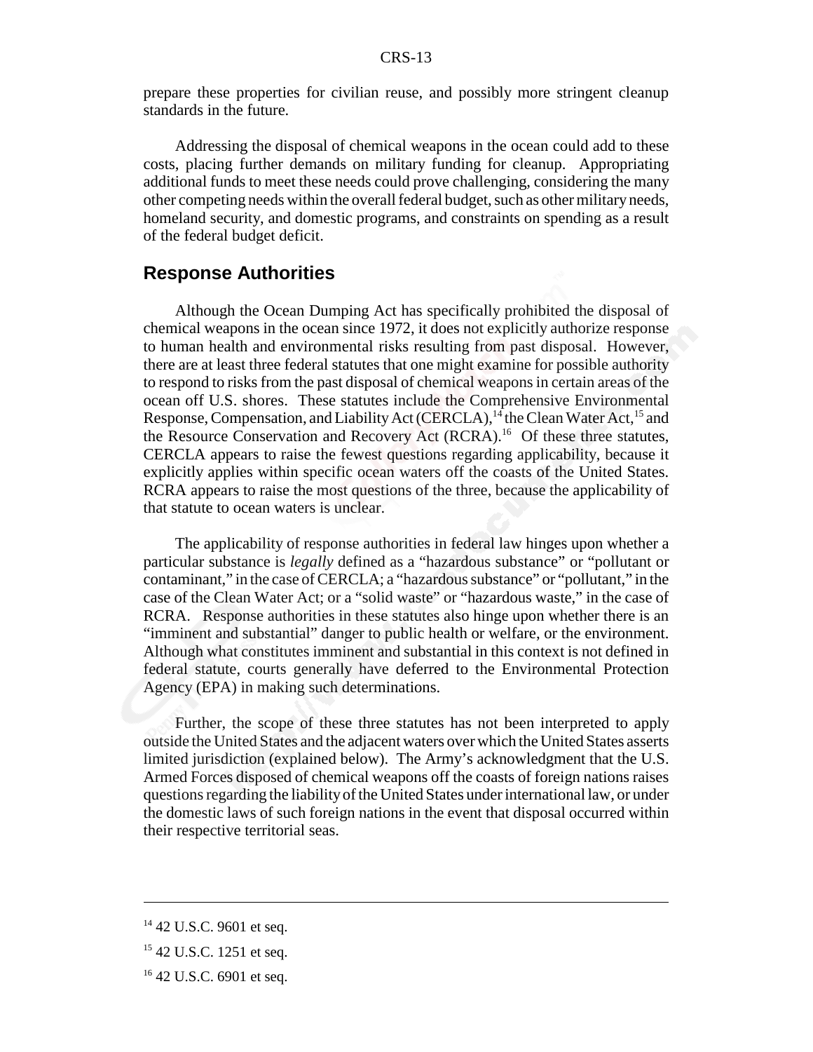prepare these properties for civilian reuse, and possibly more stringent cleanup standards in the future.

Addressing the disposal of chemical weapons in the ocean could add to these costs, placing further demands on military funding for cleanup. Appropriating additional funds to meet these needs could prove challenging, considering the many other competing needs within the overall federal budget, such as other military needs, homeland security, and domestic programs, and constraints on spending as a result of the federal budget deficit.

## Response Authorities

Although the Ocean Dumping Act has specifically prohibited the disposal of chemical weapons in the ocean since 1972, it does not explicitly authorize response to human health and environmental risks resulting from past disposal. However, there are at least three federal statutes that one might examine for possible authority to respond to risks from the past disposal of chemical weapons in certain areas of the ocean off U.S. shores. These statutes include the Comprehensive Environmental Response, Compensation, and Liability Act (CERCLA),[14] the Clean Water Act,[15] and the Resource Conservation and Recovery Act (RCRA).[16] Of these three statutes, CERCLA appears to raise the fewest questions regarding applicability, because it explicitly applies within specific ocean waters off the coasts of the United States. RCRA appears to raise the most questions of the three, because the applicability of that statute to ocean waters is unclear.

The applicability of response authorities in federal law hinges upon whether a particular substance is *legally* defined as a "hazardous substance" or "pollutant or contaminant," in the case of CERCLA; a "hazardous substance" or "pollutant," in the case of the Clean Water Act; or a "solid waste" or "hazardous waste," in the case of RCRA. Response authorities in these statutes also hinge upon whether there is an "imminent and substantial" danger to public health or welfare, or the environment. Although what constitutes imminent and substantial in this context is not defined in federal statute, courts generally have deferred to the Environmental Protection Agency (EPA) in making such determinations.

Further, the scope of these three statutes has not been interpreted to apply outside the United States and the adjacent waters over which the United States asserts limited jurisdiction (explained below). The Army's acknowledgment that the U.S. Armed Forces disposed of chemical weapons off the coasts of foreign nations raises questions regarding the liability of the United States under international law, or under the domestic laws of such foreign nations in the event that disposal occurred within their respective territorial seas.

---

[14] 42 U.S.C. 9601 et seq.

[15] 42 U.S.C. 1251 et seq.

[16] 42 U.S.C. 6901 et seq.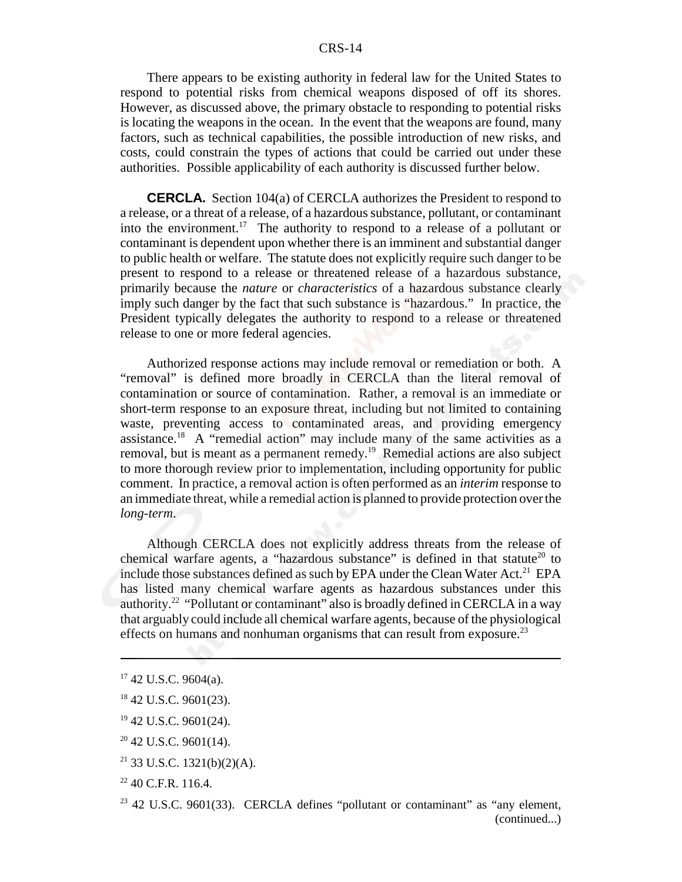There appears to be existing authority in federal law for the United States to respond to potential risks from chemical weapons disposed of off its shores. However, as discussed above, the primary obstacle to responding to potential risks is locating the weapons in the ocean. In the event that the weapons are found, many factors, such as technical capabilities, the possible introduction of new risks, and costs, could constrain the types of actions that could be carried out under these authorities. Possible applicability of each authority is discussed further below.

**CERCLA.** Section 104(a) of CERCLA authorizes the President to respond to a release, or a threat of a release, of a hazardous substance, pollutant, or contaminant into the environment.[17] The authority to respond to a release of a pollutant or contaminant is dependent upon whether there is an imminent and substantial danger to public health or welfare. The statute does not explicitly require such danger to be present to respond to a release or threatened release of a hazardous substance, primarily because the *nature* or *characteristics* of a hazardous substance clearly imply such danger by the fact that such substance is "hazardous." In practice, the President typically delegates the authority to respond to a release or threatened release to one or more federal agencies.

Authorized response actions may include removal or remediation or both. A "removal" is defined more broadly in CERCLA than the literal removal of contamination or source of contamination. Rather, a removal is an immediate or short-term response to an exposure threat, including but not limited to containing waste, preventing access to contaminated areas, and providing emergency assistance.[18] A "remedial action" may include many of the same activities as a removal, but is meant as a permanent remedy.[19] Remedial actions are also subject to more thorough review prior to implementation, including opportunity for public comment. In practice, a removal action is often performed as an *interim* response to an immediate threat, while a remedial action is planned to provide protection over the *long-term*.

Although CERCLA does not explicitly address threats from the release of chemical warfare agents, a "hazardous substance" is defined in that statute[20] to include those substances defined as such by EPA under the Clean Water Act.[21] EPA has listed many chemical warfare agents as hazardous substances under this authority.[22] "Pollutant or contaminant" also is broadly defined in CERCLA in a way that arguably could include all chemical warfare agents, because of the physiological effects on humans and nonhuman organisms that can result from exposure.[23]

---

[17] 42 U.S.C. 9604(a).

[18] 42 U.S.C. 9601(23).

[19] 42 U.S.C. 9601(24).

[20] 42 U.S.C. 9601(14).

[21] 33 U.S.C. 1321(b)(2)(A).

[22] 40 C.F.R. 116.4.

[23] 42 U.S.C. 9601(33). CERCLA defines "pollutant or contaminant" as "any element, (continued...)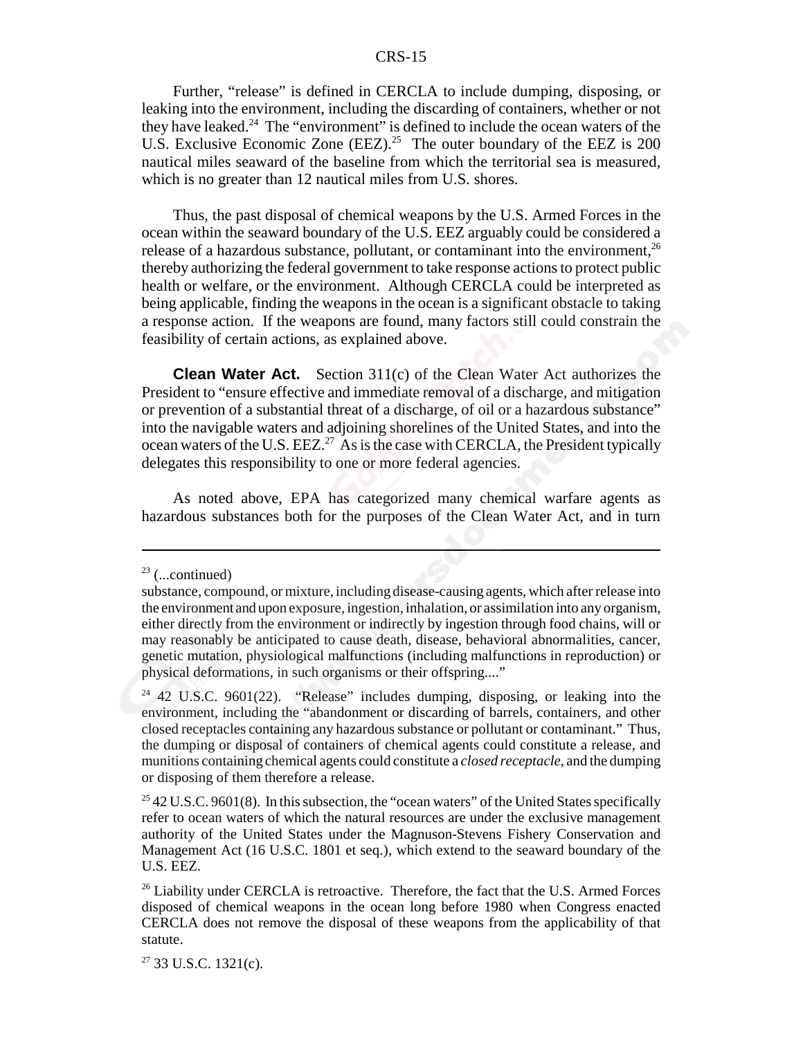Further, "release" is defined in CERCLA to include dumping, disposing, or leaking into the environment, including the discarding of containers, whether or not they have leaked.[24] The "environment" is defined to include the ocean waters of the U.S. Exclusive Economic Zone (EEZ).[25] The outer boundary of the EEZ is 200 nautical miles seaward of the baseline from which the territorial sea is measured, which is no greater than 12 nautical miles from U.S. shores.

Thus, the past disposal of chemical weapons by the U.S. Armed Forces in the ocean within the seaward boundary of the U.S. EEZ arguably could be considered a release of a hazardous substance, pollutant, or contaminant into the environment,[26] thereby authorizing the federal government to take response actions to protect public health or welfare, or the environment. Although CERCLA could be interpreted as being applicable, finding the weapons in the ocean is a significant obstacle to taking a response action. If the weapons are found, many factors still could constrain the feasibility of certain actions, as explained above.

**Clean Water Act.** Section 311(c) of the Clean Water Act authorizes the President to "ensure effective and immediate removal of a discharge, and mitigation or prevention of a substantial threat of a discharge, of oil or a hazardous substance" into the navigable waters and adjoining shorelines of the United States, and into the ocean waters of the U.S. EEZ.[27] As is the case with CERCLA, the President typically delegates this responsibility to one or more federal agencies.

As noted above, EPA has categorized many chemical warfare agents as hazardous substances both for the purposes of the Clean Water Act, and in turn

---

[23] (...continued)
substance, compound, or mixture, including disease-causing agents, which after release into the environment and upon exposure, ingestion, inhalation, or assimilation into any organism, either directly from the environment or indirectly by ingestion through food chains, will or may reasonably be anticipated to cause death, disease, behavioral abnormalities, cancer, genetic mutation, physiological malfunctions (including malfunctions in reproduction) or physical deformations, in such organisms or their offspring...."

[24] 42 U.S.C. 9601(22). "Release" includes dumping, disposing, or leaking into the environment, including the "abandonment or discarding of barrels, containers, and other closed receptacles containing any hazardous substance or pollutant or contaminant." Thus, the dumping or disposal of containers of chemical agents could constitute a release, and munitions containing chemical agents could constitute a *closed receptacle*, and the dumping or disposing of them therefore a release.

[25] 42 U.S.C. 9601(8). In this subsection, the "ocean waters" of the United States specifically refer to ocean waters of which the natural resources are under the exclusive management authority of the United States under the Magnuson-Stevens Fishery Conservation and Management Act (16 U.S.C. 1801 et seq.), which extend to the seaward boundary of the U.S. EEZ.

[26] Liability under CERCLA is retroactive. Therefore, the fact that the U.S. Armed Forces disposed of chemical weapons in the ocean long before 1980 when Congress enacted CERCLA does not remove the disposal of these weapons from the applicability of that statute.

[27] 33 U.S.C. 1321(c).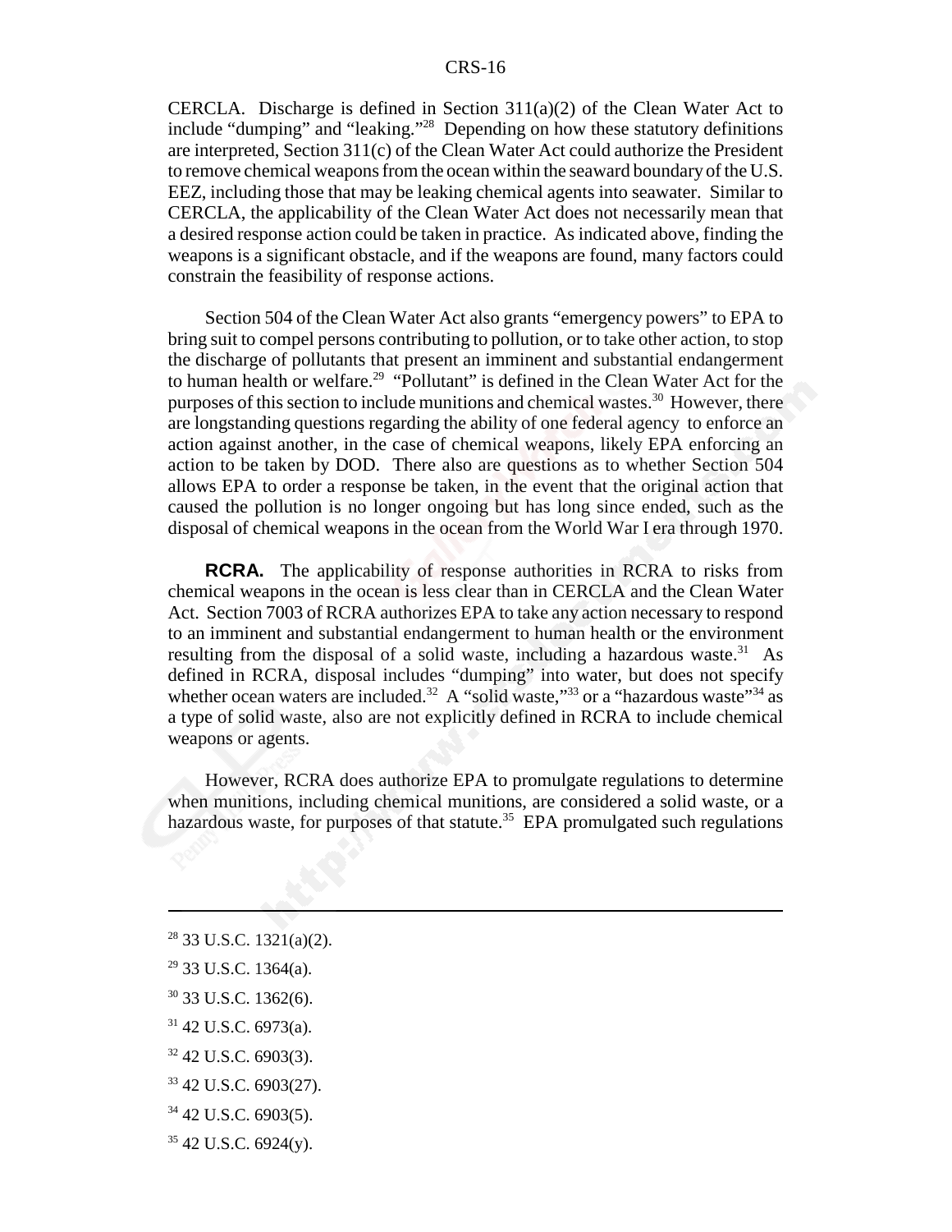CERCLA. Discharge is defined in Section 311(a)(2) of the Clean Water Act to include "dumping" and "leaking."[28] Depending on how these statutory definitions are interpreted, Section 311(c) of the Clean Water Act could authorize the President to remove chemical weapons from the ocean within the seaward boundary of the U.S. EEZ, including those that may be leaking chemical agents into seawater. Similar to CERCLA, the applicability of the Clean Water Act does not necessarily mean that a desired response action could be taken in practice. As indicated above, finding the weapons is a significant obstacle, and if the weapons are found, many factors could constrain the feasibility of response actions.

Section 504 of the Clean Water Act also grants "emergency powers" to EPA to bring suit to compel persons contributing to pollution, or to take other action, to stop the discharge of pollutants that present an imminent and substantial endangerment to human health or welfare.[29] "Pollutant" is defined in the Clean Water Act for the purposes of this section to include munitions and chemical wastes.[30] However, there are longstanding questions regarding the ability of one federal agency to enforce an action against another, in the case of chemical weapons, likely EPA enforcing an action to be taken by DOD. There also are questions as to whether Section 504 allows EPA to order a response be taken, in the event that the original action that caused the pollution is no longer ongoing but has long since ended, such as the disposal of chemical weapons in the ocean from the World War I era through 1970.

**RCRA.** The applicability of response authorities in RCRA to risks from chemical weapons in the ocean is less clear than in CERCLA and the Clean Water Act. Section 7003 of RCRA authorizes EPA to take any action necessary to respond to an imminent and substantial endangerment to human health or the environment resulting from the disposal of a solid waste, including a hazardous waste.[31] As defined in RCRA, disposal includes "dumping" into water, but does not specify whether ocean waters are included.[32] A "solid waste,"[33] or a "hazardous waste"[34] as a type of solid waste, also are not explicitly defined in RCRA to include chemical weapons or agents.

However, RCRA does authorize EPA to promulgate regulations to determine when munitions, including chemical munitions, are considered a solid waste, or a hazardous waste, for purposes of that statute.[35] EPA promulgated such regulations

---

[28] 33 U.S.C. 1321(a)(2).

[29] 33 U.S.C. 1364(a).

[30] 33 U.S.C. 1362(6).

[31] 42 U.S.C. 6973(a).

[32] 42 U.S.C. 6903(3).

[33] 42 U.S.C. 6903(27).

[34] 42 U.S.C. 6903(5).

[35] 42 U.S.C. 6924(y).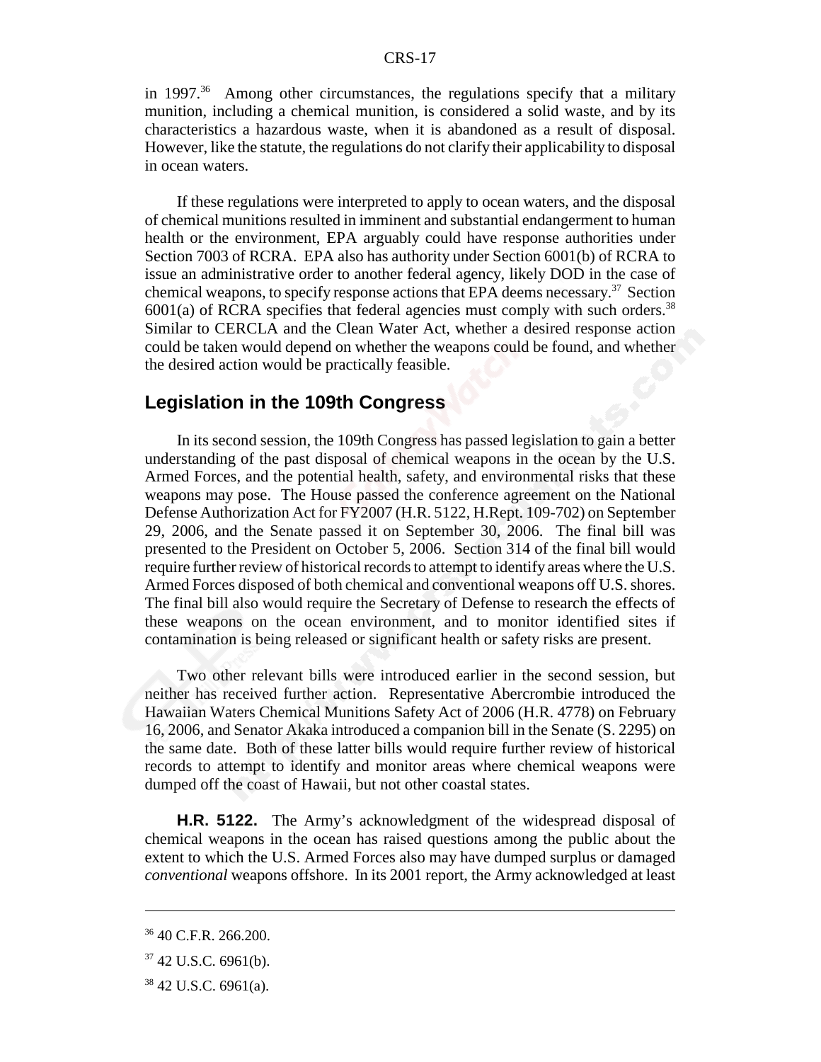in 1997.[36] Among other circumstances, the regulations specify that a military munition, including a chemical munition, is considered a solid waste, and by its characteristics a hazardous waste, when it is abandoned as a result of disposal. However, like the statute, the regulations do not clarify their applicability to disposal in ocean waters.

If these regulations were interpreted to apply to ocean waters, and the disposal of chemical munitions resulted in imminent and substantial endangerment to human health or the environment, EPA arguably could have response authorities under Section 7003 of RCRA. EPA also has authority under Section 6001(b) of RCRA to issue an administrative order to another federal agency, likely DOD in the case of chemical weapons, to specify response actions that EPA deems necessary.[37] Section 6001(a) of RCRA specifies that federal agencies must comply with such orders.[38] Similar to CERCLA and the Clean Water Act, whether a desired response action could be taken would depend on whether the weapons could be found, and whether the desired action would be practically feasible.

## Legislation in the 109th Congress

In its second session, the 109th Congress has passed legislation to gain a better understanding of the past disposal of chemical weapons in the ocean by the U.S. Armed Forces, and the potential health, safety, and environmental risks that these weapons may pose. The House passed the conference agreement on the National Defense Authorization Act for FY2007 (H.R. 5122, H.Rept. 109-702) on September 29, 2006, and the Senate passed it on September 30, 2006. The final bill was presented to the President on October 5, 2006. Section 314 of the final bill would require further review of historical records to attempt to identify areas where the U.S. Armed Forces disposed of both chemical and conventional weapons off U.S. shores. The final bill also would require the Secretary of Defense to research the effects of these weapons on the ocean environment, and to monitor identified sites if contamination is being released or significant health or safety risks are present.

Two other relevant bills were introduced earlier in the second session, but neither has received further action. Representative Abercrombie introduced the Hawaiian Waters Chemical Munitions Safety Act of 2006 (H.R. 4778) on February 16, 2006, and Senator Akaka introduced a companion bill in the Senate (S. 2295) on the same date. Both of these latter bills would require further review of historical records to attempt to identify and monitor areas where chemical weapons were dumped off the coast of Hawaii, but not other coastal states.

**H.R. 5122.** The Army's acknowledgment of the widespread disposal of chemical weapons in the ocean has raised questions among the public about the extent to which the U.S. Armed Forces also may have dumped surplus or damaged *conventional* weapons offshore. In its 2001 report, the Army acknowledged at least

---

[36] 40 C.F.R. 266.200.

[37] 42 U.S.C. 6961(b).

[38] 42 U.S.C. 6961(a).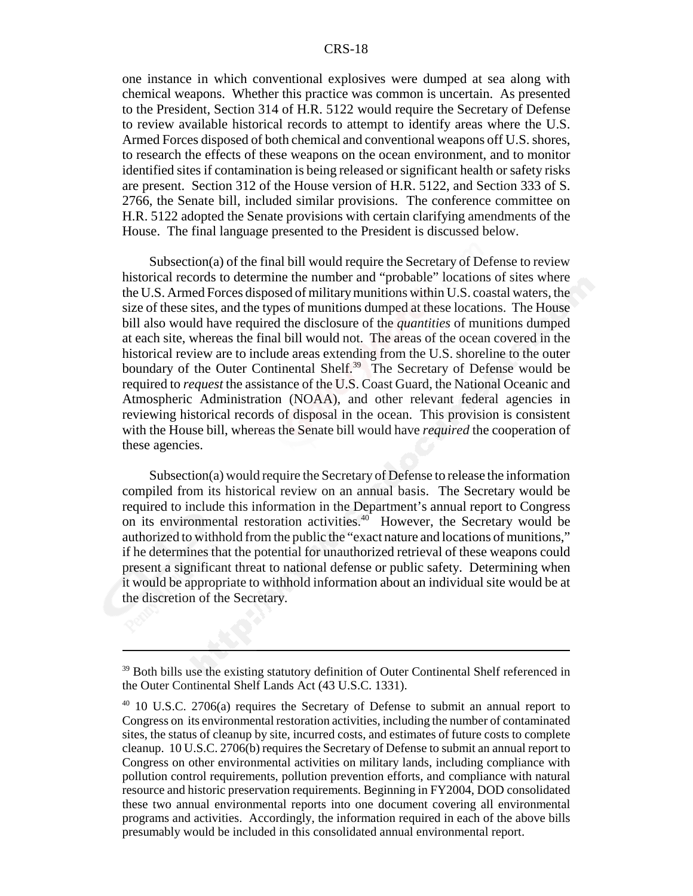one instance in which conventional explosives were dumped at sea along with chemical weapons. Whether this practice was common is uncertain. As presented to the President, Section 314 of H.R. 5122 would require the Secretary of Defense to review available historical records to attempt to identify areas where the U.S. Armed Forces disposed of both chemical and conventional weapons off U.S. shores, to research the effects of these weapons on the ocean environment, and to monitor identified sites if contamination is being released or significant health or safety risks are present. Section 312 of the House version of H.R. 5122, and Section 333 of S. 2766, the Senate bill, included similar provisions. The conference committee on H.R. 5122 adopted the Senate provisions with certain clarifying amendments of the House. The final language presented to the President is discussed below.

Subsection(a) of the final bill would require the Secretary of Defense to review historical records to determine the number and "probable" locations of sites where the U.S. Armed Forces disposed of military munitions within U.S. coastal waters, the size of these sites, and the types of munitions dumped at these locations. The House bill also would have required the disclosure of the *quantities* of munitions dumped at each site, whereas the final bill would not. The areas of the ocean covered in the historical review are to include areas extending from the U.S. shoreline to the outer boundary of the Outer Continental Shelf.[39] The Secretary of Defense would be required to *request* the assistance of the U.S. Coast Guard, the National Oceanic and Atmospheric Administration (NOAA), and other relevant federal agencies in reviewing historical records of disposal in the ocean. This provision is consistent with the House bill, whereas the Senate bill would have *required* the cooperation of these agencies.

Subsection(a) would require the Secretary of Defense to release the information compiled from its historical review on an annual basis. The Secretary would be required to include this information in the Department's annual report to Congress on its environmental restoration activities.[40] However, the Secretary would be authorized to withhold from the public the "exact nature and locations of munitions," if he determines that the potential for unauthorized retrieval of these weapons could present a significant threat to national defense or public safety. Determining when it would be appropriate to withhold information about an individual site would be at the discretion of the Secretary.

---

[39] Both bills use the existing statutory definition of Outer Continental Shelf referenced in the Outer Continental Shelf Lands Act (43 U.S.C. 1331).

[40] 10 U.S.C. 2706(a) requires the Secretary of Defense to submit an annual report to Congress on its environmental restoration activities, including the number of contaminated sites, the status of cleanup by site, incurred costs, and estimates of future costs to complete cleanup. 10 U.S.C. 2706(b) requires the Secretary of Defense to submit an annual report to Congress on other environmental activities on military lands, including compliance with pollution control requirements, pollution prevention efforts, and compliance with natural resource and historic preservation requirements. Beginning in FY2004, DOD consolidated these two annual environmental reports into one document covering all environmental programs and activities. Accordingly, the information required in each of the above bills presumably would be included in this consolidated annual environmental report.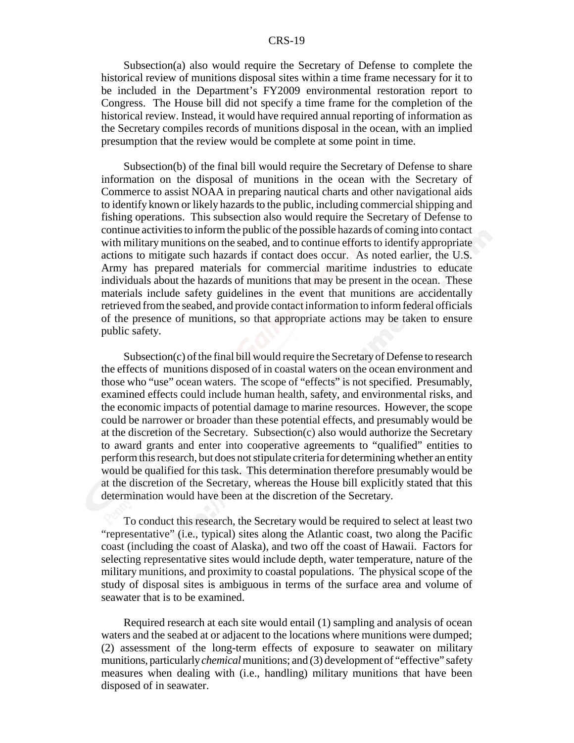Subsection(a) also would require the Secretary of Defense to complete the historical review of munitions disposal sites within a time frame necessary for it to be included in the Department's FY2009 environmental restoration report to Congress. The House bill did not specify a time frame for the completion of the historical review. Instead, it would have required annual reporting of information as the Secretary compiles records of munitions disposal in the ocean, with an implied presumption that the review would be complete at some point in time.

Subsection(b) of the final bill would require the Secretary of Defense to share information on the disposal of munitions in the ocean with the Secretary of Commerce to assist NOAA in preparing nautical charts and other navigational aids to identify known or likely hazards to the public, including commercial shipping and fishing operations. This subsection also would require the Secretary of Defense to continue activities to inform the public of the possible hazards of coming into contact with military munitions on the seabed, and to continue efforts to identify appropriate actions to mitigate such hazards if contact does occur. As noted earlier, the U.S. Army has prepared materials for commercial maritime industries to educate individuals about the hazards of munitions that may be present in the ocean. These materials include safety guidelines in the event that munitions are accidentally retrieved from the seabed, and provide contact information to inform federal officials of the presence of munitions, so that appropriate actions may be taken to ensure public safety.

Subsection(c) of the final bill would require the Secretary of Defense to research the effects of munitions disposed of in coastal waters on the ocean environment and those who "use" ocean waters. The scope of "effects" is not specified. Presumably, examined effects could include human health, safety, and environmental risks, and the economic impacts of potential damage to marine resources. However, the scope could be narrower or broader than these potential effects, and presumably would be at the discretion of the Secretary. Subsection(c) also would authorize the Secretary to award grants and enter into cooperative agreements to "qualified" entities to perform this research, but does not stipulate criteria for determining whether an entity would be qualified for this task. This determination therefore presumably would be at the discretion of the Secretary, whereas the House bill explicitly stated that this determination would have been at the discretion of the Secretary.

To conduct this research, the Secretary would be required to select at least two "representative" (i.e., typical) sites along the Atlantic coast, two along the Pacific coast (including the coast of Alaska), and two off the coast of Hawaii. Factors for selecting representative sites would include depth, water temperature, nature of the military munitions, and proximity to coastal populations. The physical scope of the study of disposal sites is ambiguous in terms of the surface area and volume of seawater that is to be examined.

Required research at each site would entail (1) sampling and analysis of ocean waters and the seabed at or adjacent to the locations where munitions were dumped; (2) assessment of the long-term effects of exposure to seawater on military munitions, particularly *chemical* munitions; and (3) development of "effective" safety measures when dealing with (i.e., handling) military munitions that have been disposed of in seawater.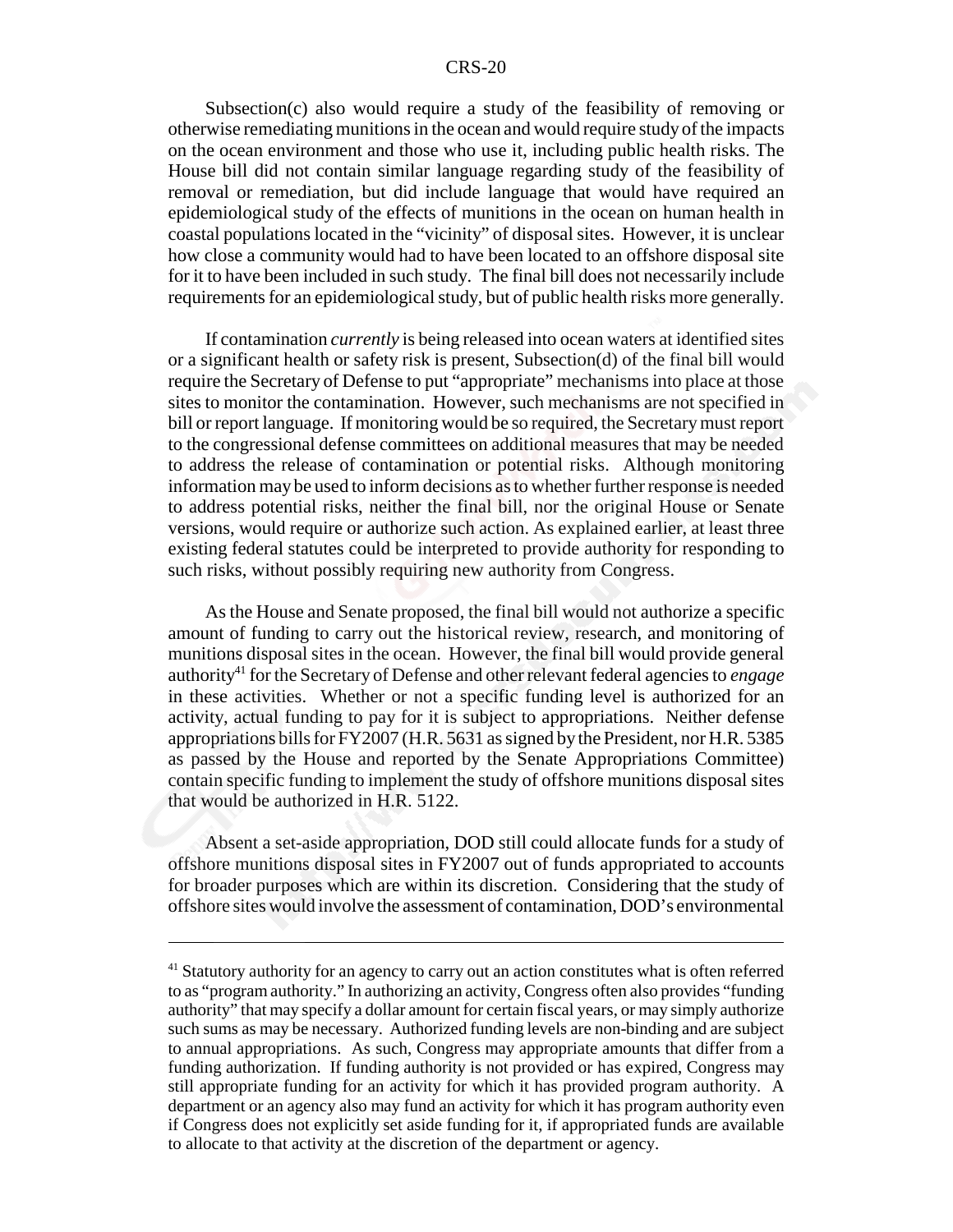Subsection(c) also would require a study of the feasibility of removing or otherwise remediating munitions in the ocean and would require study of the impacts on the ocean environment and those who use it, including public health risks. The House bill did not contain similar language regarding study of the feasibility of removal or remediation, but did include language that would have required an epidemiological study of the effects of munitions in the ocean on human health in coastal populations located in the "vicinity" of disposal sites. However, it is unclear how close a community would had to have been located to an offshore disposal site for it to have been included in such study. The final bill does not necessarily include requirements for an epidemiological study, but of public health risks more generally.

If contamination *currently* is being released into ocean waters at identified sites or a significant health or safety risk is present, Subsection(d) of the final bill would require the Secretary of Defense to put "appropriate" mechanisms into place at those sites to monitor the contamination. However, such mechanisms are not specified in bill or report language. If monitoring would be so required, the Secretary must report to the congressional defense committees on additional measures that may be needed to address the release of contamination or potential risks. Although monitoring information may be used to inform decisions as to whether further response is needed to address potential risks, neither the final bill, nor the original House or Senate versions, would require or authorize such action. As explained earlier, at least three existing federal statutes could be interpreted to provide authority for responding to such risks, without possibly requiring new authority from Congress.

As the House and Senate proposed, the final bill would not authorize a specific amount of funding to carry out the historical review, research, and monitoring of munitions disposal sites in the ocean. However, the final bill would provide general authority[41] for the Secretary of Defense and other relevant federal agencies to *engage* in these activities. Whether or not a specific funding level is authorized for an activity, actual funding to pay for it is subject to appropriations. Neither defense appropriations bills for FY2007 (H.R. 5631 as signed by the President, nor H.R. 5385 as passed by the House and reported by the Senate Appropriations Committee) contain specific funding to implement the study of offshore munitions disposal sites that would be authorized in H.R. 5122.

Absent a set-aside appropriation, DOD still could allocate funds for a study of offshore munitions disposal sites in FY2007 out of funds appropriated to accounts for broader purposes which are within its discretion. Considering that the study of offshore sites would involve the assessment of contamination, DOD's environmental

---

[41] Statutory authority for an agency to carry out an action constitutes what is often referred to as "program authority." In authorizing an activity, Congress often also provides "funding authority" that may specify a dollar amount for certain fiscal years, or may simply authorize such sums as may be necessary. Authorized funding levels are non-binding and are subject to annual appropriations. As such, Congress may appropriate amounts that differ from a funding authorization. If funding authority is not provided or has expired, Congress may still appropriate funding for an activity for which it has provided program authority. A department or an agency also may fund an activity for which it has program authority even if Congress does not explicitly set aside funding for it, if appropriated funds are available to allocate to that activity at the discretion of the department or agency.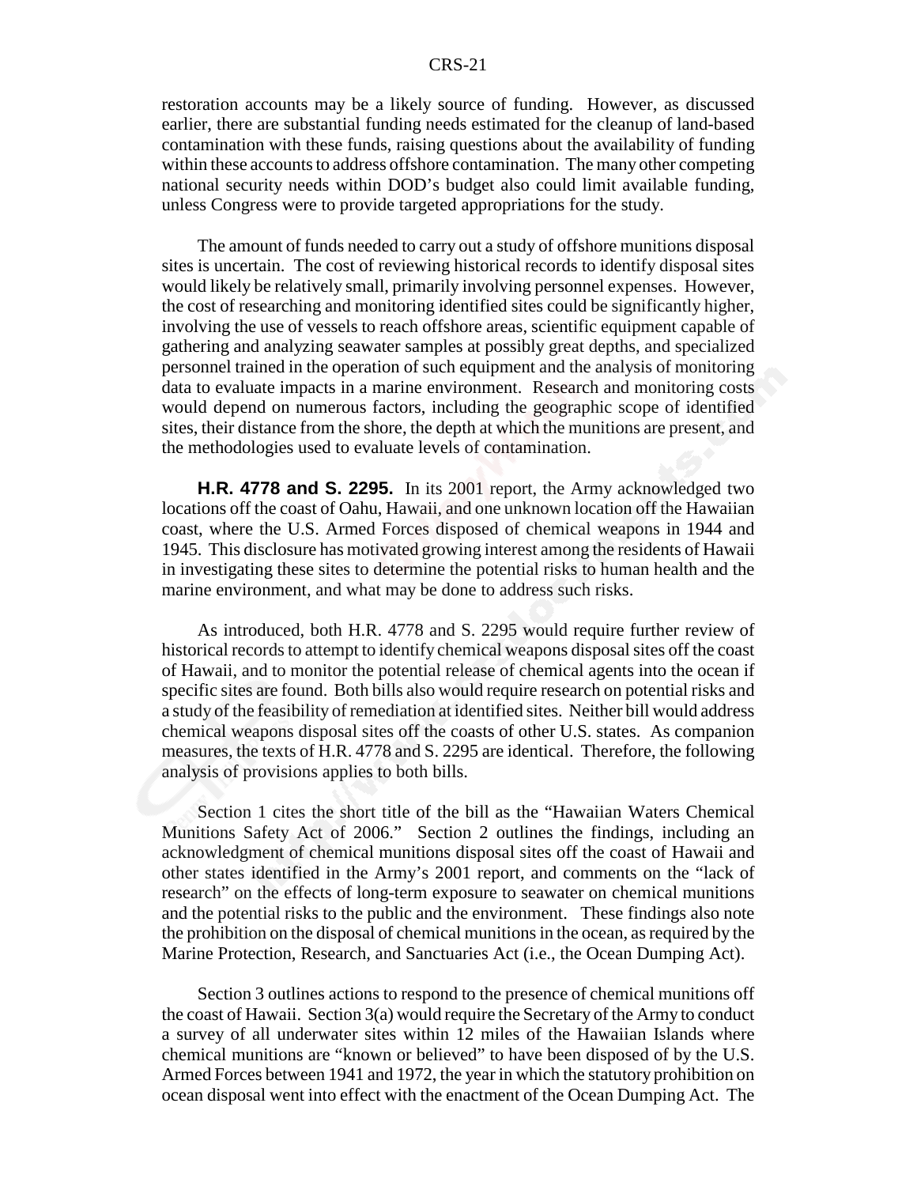restoration accounts may be a likely source of funding. However, as discussed earlier, there are substantial funding needs estimated for the cleanup of land-based contamination with these funds, raising questions about the availability of funding within these accounts to address offshore contamination. The many other competing national security needs within DOD's budget also could limit available funding, unless Congress were to provide targeted appropriations for the study.

The amount of funds needed to carry out a study of offshore munitions disposal sites is uncertain. The cost of reviewing historical records to identify disposal sites would likely be relatively small, primarily involving personnel expenses. However, the cost of researching and monitoring identified sites could be significantly higher, involving the use of vessels to reach offshore areas, scientific equipment capable of gathering and analyzing seawater samples at possibly great depths, and specialized personnel trained in the operation of such equipment and the analysis of monitoring data to evaluate impacts in a marine environment. Research and monitoring costs would depend on numerous factors, including the geographic scope of identified sites, their distance from the shore, the depth at which the munitions are present, and the methodologies used to evaluate levels of contamination.

**H.R. 4778 and S. 2295.** In its 2001 report, the Army acknowledged two locations off the coast of Oahu, Hawaii, and one unknown location off the Hawaiian coast, where the U.S. Armed Forces disposed of chemical weapons in 1944 and 1945. This disclosure has motivated growing interest among the residents of Hawaii in investigating these sites to determine the potential risks to human health and the marine environment, and what may be done to address such risks.

As introduced, both H.R. 4778 and S. 2295 would require further review of historical records to attempt to identify chemical weapons disposal sites off the coast of Hawaii, and to monitor the potential release of chemical agents into the ocean if specific sites are found. Both bills also would require research on potential risks and a study of the feasibility of remediation at identified sites. Neither bill would address chemical weapons disposal sites off the coasts of other U.S. states. As companion measures, the texts of H.R. 4778 and S. 2295 are identical. Therefore, the following analysis of provisions applies to both bills.

Section 1 cites the short title of the bill as the "Hawaiian Waters Chemical Munitions Safety Act of 2006." Section 2 outlines the findings, including an acknowledgment of chemical munitions disposal sites off the coast of Hawaii and other states identified in the Army's 2001 report, and comments on the "lack of research" on the effects of long-term exposure to seawater on chemical munitions and the potential risks to the public and the environment. These findings also note the prohibition on the disposal of chemical munitions in the ocean, as required by the Marine Protection, Research, and Sanctuaries Act (i.e., the Ocean Dumping Act).

Section 3 outlines actions to respond to the presence of chemical munitions off the coast of Hawaii. Section 3(a) would require the Secretary of the Army to conduct a survey of all underwater sites within 12 miles of the Hawaiian Islands where chemical munitions are "known or believed" to have been disposed of by the U.S. Armed Forces between 1941 and 1972, the year in which the statutory prohibition on ocean disposal went into effect with the enactment of the Ocean Dumping Act. The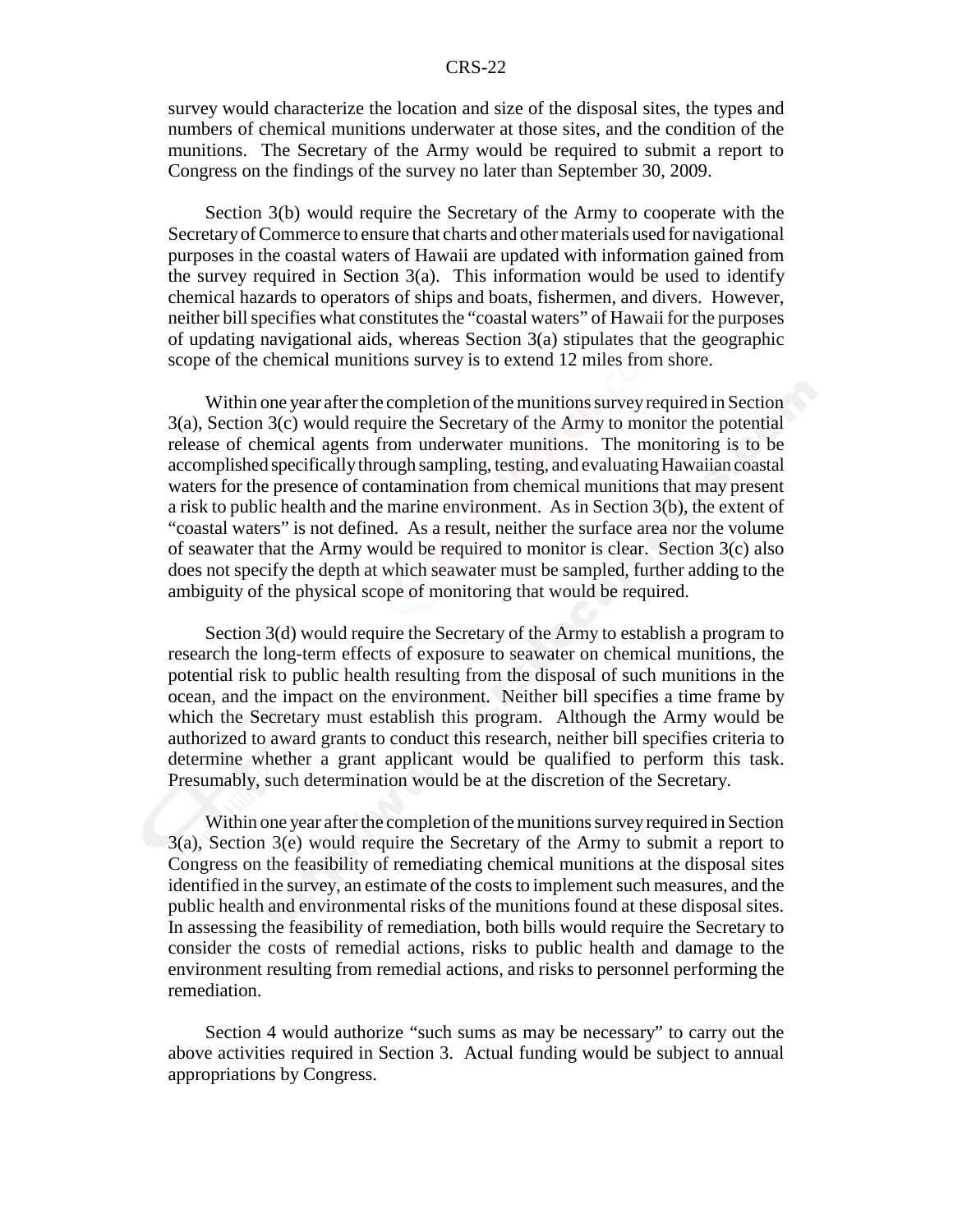survey would characterize the location and size of the disposal sites, the types and numbers of chemical munitions underwater at those sites, and the condition of the munitions. The Secretary of the Army would be required to submit a report to Congress on the findings of the survey no later than September 30, 2009.

Section 3(b) would require the Secretary of the Army to cooperate with the Secretary of Commerce to ensure that charts and other materials used for navigational purposes in the coastal waters of Hawaii are updated with information gained from the survey required in Section 3(a). This information would be used to identify chemical hazards to operators of ships and boats, fishermen, and divers. However, neither bill specifies what constitutes the "coastal waters" of Hawaii for the purposes of updating navigational aids, whereas Section 3(a) stipulates that the geographic scope of the chemical munitions survey is to extend 12 miles from shore.

Within one year after the completion of the munitions survey required in Section 3(a), Section 3(c) would require the Secretary of the Army to monitor the potential release of chemical agents from underwater munitions. The monitoring is to be accomplished specifically through sampling, testing, and evaluating Hawaiian coastal waters for the presence of contamination from chemical munitions that may present a risk to public health and the marine environment. As in Section 3(b), the extent of "coastal waters" is not defined. As a result, neither the surface area nor the volume of seawater that the Army would be required to monitor is clear. Section 3(c) also does not specify the depth at which seawater must be sampled, further adding to the ambiguity of the physical scope of monitoring that would be required.

Section 3(d) would require the Secretary of the Army to establish a program to research the long-term effects of exposure to seawater on chemical munitions, the potential risk to public health resulting from the disposal of such munitions in the ocean, and the impact on the environment. Neither bill specifies a time frame by which the Secretary must establish this program. Although the Army would be authorized to award grants to conduct this research, neither bill specifies criteria to determine whether a grant applicant would be qualified to perform this task. Presumably, such determination would be at the discretion of the Secretary.

Within one year after the completion of the munitions survey required in Section 3(a), Section 3(e) would require the Secretary of the Army to submit a report to Congress on the feasibility of remediating chemical munitions at the disposal sites identified in the survey, an estimate of the costs to implement such measures, and the public health and environmental risks of the munitions found at these disposal sites. In assessing the feasibility of remediation, both bills would require the Secretary to consider the costs of remedial actions, risks to public health and damage to the environment resulting from remedial actions, and risks to personnel performing the remediation.

Section 4 would authorize "such sums as may be necessary" to carry out the above activities required in Section 3. Actual funding would be subject to annual appropriations by Congress.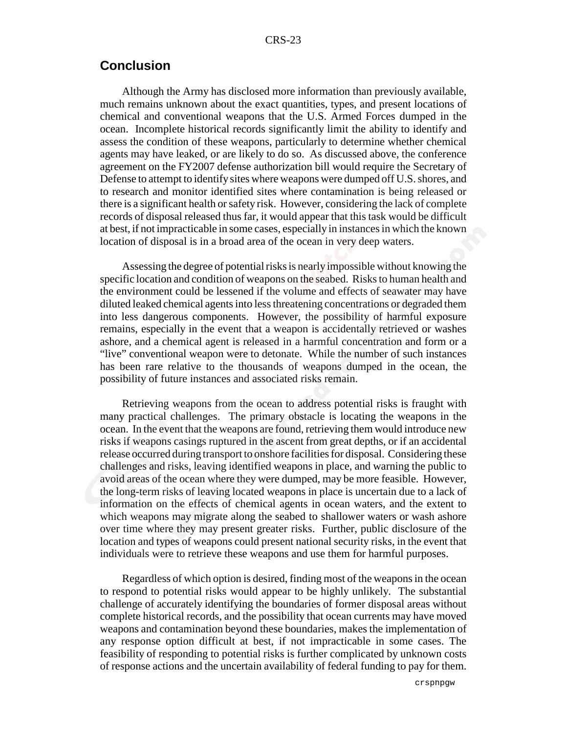## Conclusion

Although the Army has disclosed more information than previously available, much remains unknown about the exact quantities, types, and present locations of chemical and conventional weapons that the U.S. Armed Forces dumped in the ocean. Incomplete historical records significantly limit the ability to identify and assess the condition of these weapons, particularly to determine whether chemical agents may have leaked, or are likely to do so. As discussed above, the conference agreement on the FY2007 defense authorization bill would require the Secretary of Defense to attempt to identify sites where weapons were dumped off U.S. shores, and to research and monitor identified sites where contamination is being released or there is a significant health or safety risk. However, considering the lack of complete records of disposal released thus far, it would appear that this task would be difficult at best, if not impracticable in some cases, especially in instances in which the known location of disposal is in a broad area of the ocean in very deep waters.

Assessing the degree of potential risks is nearly impossible without knowing the specific location and condition of weapons on the seabed. Risks to human health and the environment could be lessened if the volume and effects of seawater may have diluted leaked chemical agents into less threatening concentrations or degraded them into less dangerous components. However, the possibility of harmful exposure remains, especially in the event that a weapon is accidentally retrieved or washes ashore, and a chemical agent is released in a harmful concentration and form or a "live" conventional weapon were to detonate. While the number of such instances has been rare relative to the thousands of weapons dumped in the ocean, the possibility of future instances and associated risks remain.

Retrieving weapons from the ocean to address potential risks is fraught with many practical challenges. The primary obstacle is locating the weapons in the ocean. In the event that the weapons are found, retrieving them would introduce new risks if weapons casings ruptured in the ascent from great depths, or if an accidental release occurred during transport to onshore facilities for disposal. Considering these challenges and risks, leaving identified weapons in place, and warning the public to avoid areas of the ocean where they were dumped, may be more feasible. However, the long-term risks of leaving located weapons in place is uncertain due to a lack of information on the effects of chemical agents in ocean waters, and the extent to which weapons may migrate along the seabed to shallower waters or wash ashore over time where they may present greater risks. Further, public disclosure of the location and types of weapons could present national security risks, in the event that individuals were to retrieve these weapons and use them for harmful purposes.

Regardless of which option is desired, finding most of the weapons in the ocean to respond to potential risks would appear to be highly unlikely. The substantial challenge of accurately identifying the boundaries of former disposal areas without complete historical records, and the possibility that ocean currents may have moved weapons and contamination beyond these boundaries, makes the implementation of any response option difficult at best, if not impracticable in some cases. The feasibility of responding to potential risks is further complicated by unknown costs of response actions and the uncertain availability of federal funding to pay for them.